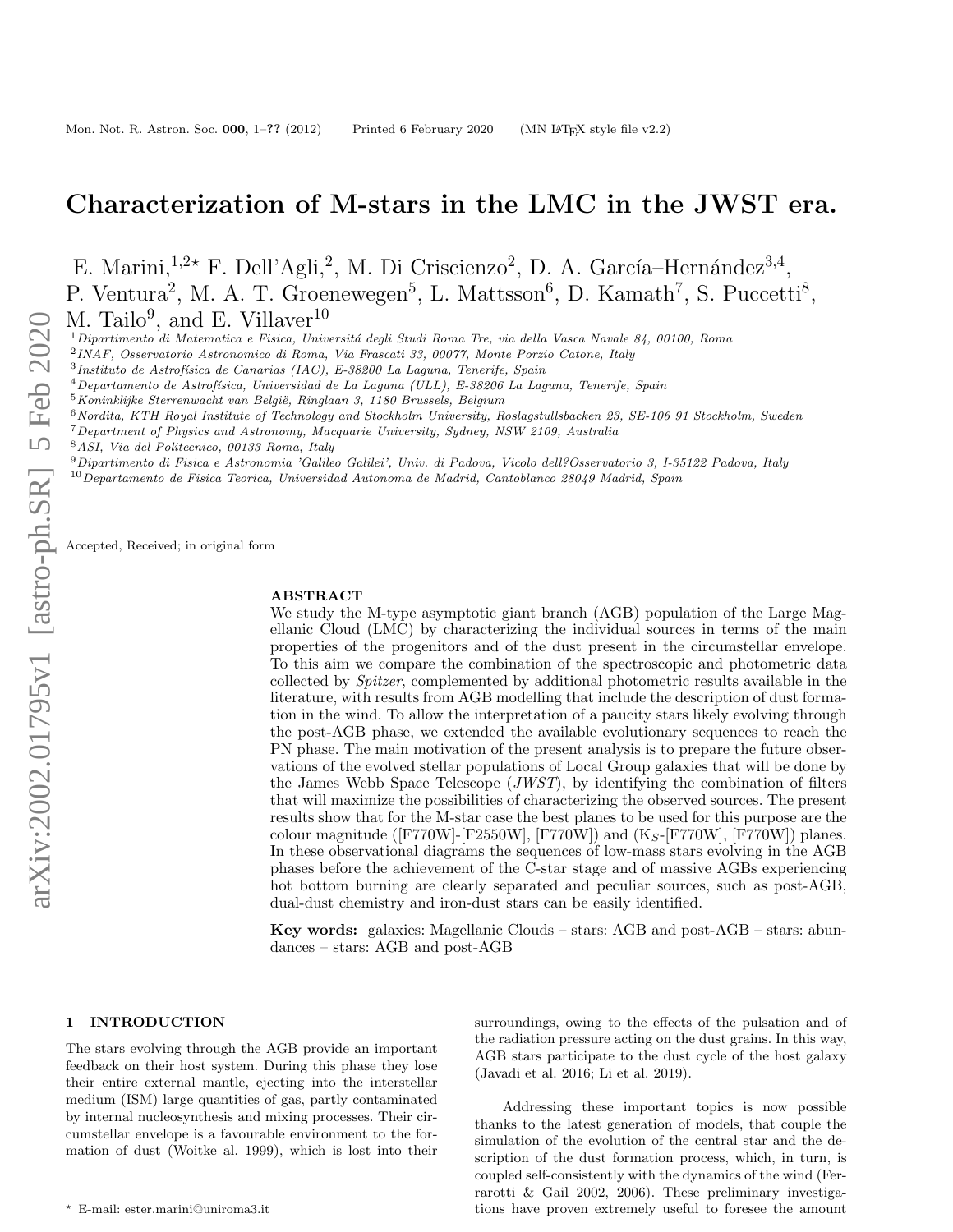# Characterization of M-stars in the LMC in the JWST era.

E. Marini,[1,2]⋆ F. Dell'Agli,[2], M. Di Criscienzo[2], D. A. García–Hernández[3,4], P. Ventura[2], M. A. T. Groenewegen[5], L. Mattsson[6], D. Kamath[7], S. Puccetti[8], M. Tailo[9], and E. Villaver[10]

[1] Dipartimento di Matematica e Fisica, Universitá degli Studi Roma Tre, via della Vasca Navale 84, 00100, Roma
[2] INAF, Osservatorio Astronomico di Roma, Via Frascati 33, 00077, Monte Porzio Catone, Italy
[3] Instituto de Astrofísica de Canarias (IAC), E-38200 La Laguna, Tenerife, Spain
[4] Departamento de Astrofísica, Universidad de La Laguna (ULL), E-38206 La Laguna, Tenerife, Spain
[5] Koninklijke Sterrenwacht van België, Ringlaan 3, 1180 Brussels, Belgium
[6] Nordita, KTH Royal Institute of Technology and Stockholm University, Roslagstullsbacken 23, SE-106 91 Stockholm, Sweden
[7] Department of Physics and Astronomy, Macquarie University, Sydney, NSW 2109, Australia
[8] ASI, Via del Politecnico, 00133 Roma, Italy
[9] Dipartimento di Fisica e Astronomia 'Galileo Galilei', Univ. di Padova, Vicolo dell?Osservatorio 3, I-35122 Padova, Italy
[10] Departamento de Fisica Teorica, Universidad Autonoma de Madrid, Cantoblanco 28049 Madrid, Spain

Accepted, Received; in original form

## ABSTRACT

We study the M-type asymptotic giant branch (AGB) population of the Large Magellanic Cloud (LMC) by characterizing the individual sources in terms of the main properties of the progenitors and of the dust present in the circumstellar envelope. To this aim we compare the combination of the spectroscopic and photometric data collected by *Spitzer*, complemented by additional photometric results available in the literature, with results from AGB modelling that include the description of dust formation in the wind. To allow the interpretation of a paucity stars likely evolving through the post-AGB phase, we extended the available evolutionary sequences to reach the PN phase. The main motivation of the present analysis is to prepare the future observations of the evolved stellar populations of Local Group galaxies that will be done by the James Webb Space Telescope (*JWST*), by identifying the combination of filters that will maximize the possibilities of characterizing the observed sources. The present results show that for the M-star case the best planes to be used for this purpose are the colour magnitude ([F770W]-[F2550W], [F770W]) and ($K_S$-[F770W], [F770W]) planes. In these observational diagrams the sequences of low-mass stars evolving in the AGB phases before the achievement of the C-star stage and of massive AGBs experiencing hot bottom burning are clearly separated and peculiar sources, such as post-AGB, dual-dust chemistry and iron-dust stars can be easily identified.

**Key words:** galaxies: Magellanic Clouds – stars: AGB and post-AGB – stars: abundances – stars: AGB and post-AGB

## 1 INTRODUCTION

The stars evolving through the AGB provide an important feedback on their host system. During this phase they lose their entire external mantle, ejecting into the interstellar medium (ISM) large quantities of gas, partly contaminated by internal nucleosynthesis and mixing processes. Their circumstellar envelope is a favourable environment to the formation of dust (Woitke al. 1999), which is lost into their surroundings, owing to the effects of the pulsation and of the radiation pressure acting on the dust grains. In this way, AGB stars participate to the dust cycle of the host galaxy (Javadi et al. 2016; Li et al. 2019).

Addressing these important topics is now possible thanks to the latest generation of models, that couple the simulation of the evolution of the central star and the description of the dust formation process, which, in turn, is coupled self-consistently with the dynamics of the wind (Ferrarotti & Gail 2002, 2006). These preliminary investigations have proven extremely useful to foresee the amount

⋆ E-mail: ester.marini@uniroma3.it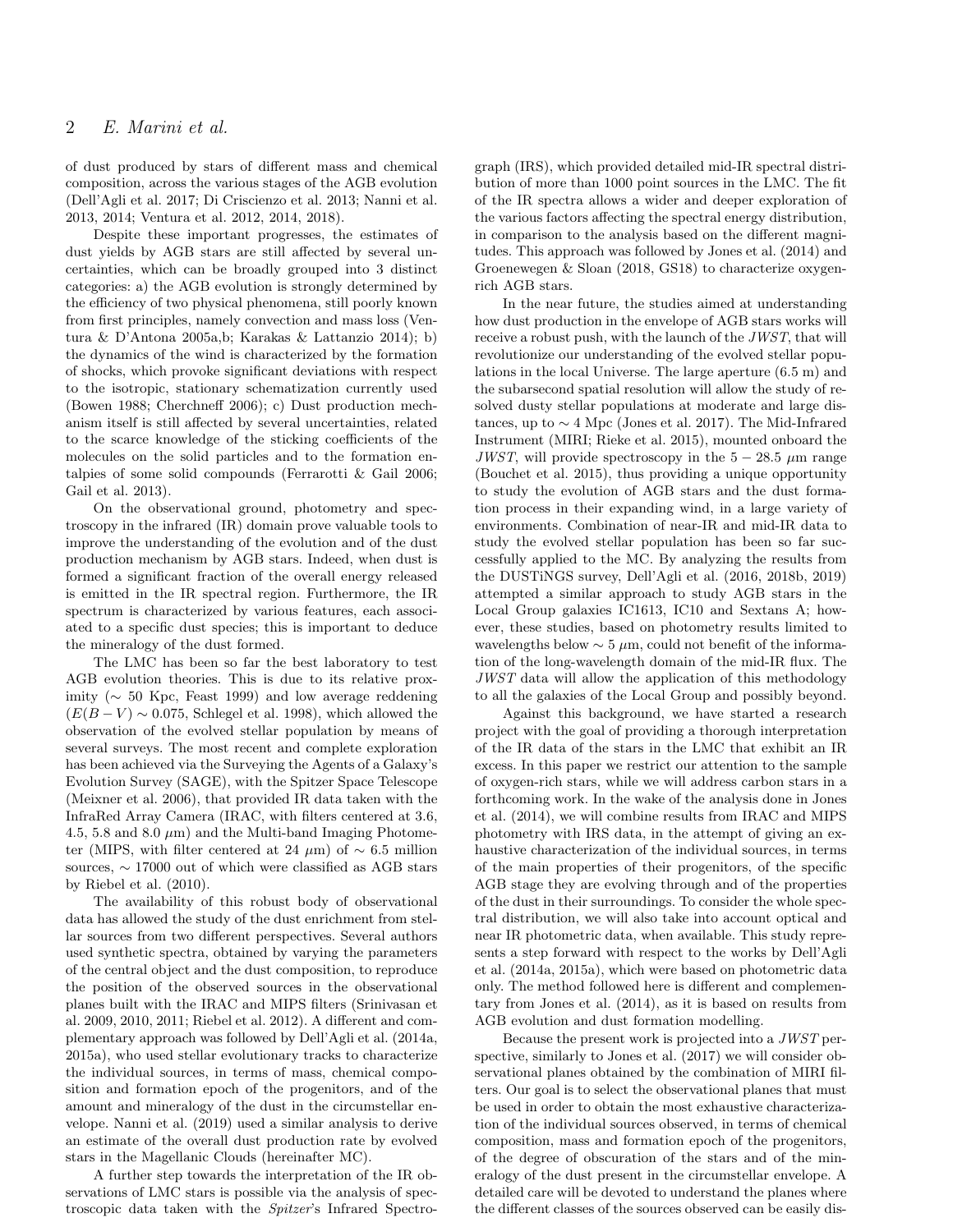of dust produced by stars of different mass and chemical composition, across the various stages of the AGB evolution (Dell'Agli et al. 2017; Di Criscienzo et al. 2013; Nanni et al. 2013, 2014; Ventura et al. 2012, 2014, 2018).

Despite these important progresses, the estimates of dust yields by AGB stars are still affected by several uncertainties, which can be broadly grouped into 3 distinct categories: a) the AGB evolution is strongly determined by the efficiency of two physical phenomena, still poorly known from first principles, namely convection and mass loss (Ventura & D'Antona 2005a,b; Karakas & Lattanzio 2014); b) the dynamics of the wind is characterized by the formation of shocks, which provoke significant deviations with respect to the isotropic, stationary schematization currently used (Bowen 1988; Cherchneff 2006); c) Dust production mechanism itself is still affected by several uncertainties, related to the scarce knowledge of the sticking coefficients of the molecules on the solid particles and to the formation entalpies of some solid compounds (Ferrarotti & Gail 2006; Gail et al. 2013).

On the observational ground, photometry and spectroscopy in the infrared (IR) domain prove valuable tools to improve the understanding of the evolution and of the dust production mechanism by AGB stars. Indeed, when dust is formed a significant fraction of the overall energy released is emitted in the IR spectral region. Furthermore, the IR spectrum is characterized by various features, each associated to a specific dust species; this is important to deduce the mineralogy of the dust formed.

The LMC has been so far the best laboratory to test AGB evolution theories. This is due to its relative proximity ($\sim$ 50 Kpc, Feast 1999) and low average reddening ($E(B-V) \sim 0.075$, Schlegel et al. 1998), which allowed the observation of the evolved stellar population by means of several surveys. The most recent and complete exploration has been achieved via the Surveying the Agents of a Galaxy's Evolution Survey (SAGE), with the Spitzer Space Telescope (Meixner et al. 2006), that provided IR data taken with the InfraRed Array Camera (IRAC, with filters centered at 3.6, 4.5, 5.8 and 8.0 $\mu$m) and the Multi-band Imaging Photometer (MIPS, with filter centered at 24 $\mu$m) of $\sim$ 6.5 million sources, $\sim$ 17000 out of which were classified as AGB stars by Riebel et al. (2010).

The availability of this robust body of observational data has allowed the study of the dust enrichment from stellar sources from two different perspectives. Several authors used synthetic spectra, obtained by varying the parameters of the central object and the dust composition, to reproduce the position of the observed sources in the observational planes built with the IRAC and MIPS filters (Srinivasan et al. 2009, 2010, 2011; Riebel et al. 2012). A different and complementary approach was followed by Dell'Agli et al. (2014a, 2015a), who used stellar evolutionary tracks to characterize the individual sources, in terms of mass, chemical composition and formation epoch of the progenitors, and of the amount and mineralogy of the dust in the circumstellar envelope. Nanni et al. (2019) used a similar analysis to derive an estimate of the overall dust production rate by evolved stars in the Magellanic Clouds (hereinafter MC).

A further step towards the interpretation of the IR observations of LMC stars is possible via the analysis of spectroscopic data taken with the *Spitzer*'s Infrared Spectrograph (IRS), which provided detailed mid-IR spectral distribution of more than 1000 point sources in the LMC. The fit of the IR spectra allows a wider and deeper exploration of the various factors affecting the spectral energy distribution, in comparison to the analysis based on the different magnitudes. This approach was followed by Jones et al. (2014) and Groenewegen & Sloan (2018, GS18) to characterize oxygen-rich AGB stars.

In the near future, the studies aimed at understanding how dust production in the envelope of AGB stars works will receive a robust push, with the launch of the *JWST*, that will revolutionize our understanding of the evolved stellar populations in the local Universe. The large aperture (6.5 m) and the subarsecond spatial resolution will allow the study of resolved dusty stellar populations at moderate and large distances, up to $\sim$ 4 Mpc (Jones et al. 2017). The Mid-Infrared Instrument (MIRI; Rieke et al. 2015), mounted onboard the *JWST*, will provide spectroscopy in the $5 - 28.5$ $\mu$m range (Bouchet et al. 2015), thus providing a unique opportunity to study the evolution of AGB stars and the dust formation process in their expanding wind, in a large variety of environments. Combination of near-IR and mid-IR data to study the evolved stellar population has been so far successfully applied to the MC. By analyzing the results from the DUSTiNGS survey, Dell'Agli et al. (2016, 2018b, 2019) attempted a similar approach to study AGB stars in the Local Group galaxies IC1613, IC10 and Sextans A; however, these studies, based on photometry results limited to wavelengths below $\sim$ 5 $\mu$m, could not benefit of the information of the long-wavelength domain of the mid-IR flux. The *JWST* data will allow the application of this methodology to all the galaxies of the Local Group and possibly beyond.

Against this background, we have started a research project with the goal of providing a thorough interpretation of the IR data of the stars in the LMC that exhibit an IR excess. In this paper we restrict our attention to the sample of oxygen-rich stars, while we will address carbon stars in a forthcoming work. In the wake of the analysis done in Jones et al. (2014), we will combine results from IRAC and MIPS photometry with IRS data, in the attempt of giving an exhaustive characterization of the individual sources, in terms of the main properties of their progenitors, of the specific AGB stage they are evolving through and of the properties of the dust in their surroundings. To consider the whole spectral distribution, we will also take into account optical and near IR photometric data, when available. This study represents a step forward with respect to the works by Dell'Agli et al. (2014a, 2015a), which were based on photometric data only. The method followed here is different and complementary from Jones et al. (2014), as it is based on results from AGB evolution and dust formation modelling.

Because the present work is projected into a *JWST* perspective, similarly to Jones et al. (2017) we will consider observational planes obtained by the combination of MIRI filters. Our goal is to select the observational planes that must be used in order to obtain the most exhaustive characterization of the individual sources observed, in terms of chemical composition, mass and formation epoch of the progenitors, of the degree of obscuration of the stars and of the mineralogy of the dust present in the circumstellar envelope. A detailed care will be devoted to understand the planes where the different classes of the sources observed can be easily dis-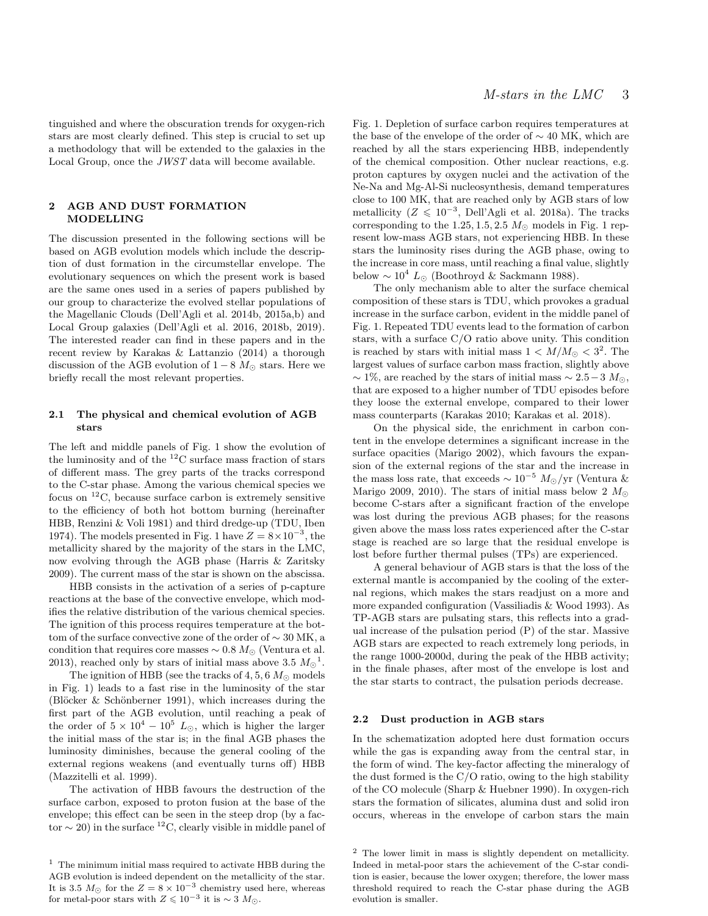tinguished and where the obscuration trends for oxygen-rich stars are most clearly defined. This step is crucial to set up a methodology that will be extended to the galaxies in the Local Group, once the *JWST* data will become available.

## 2 AGB AND DUST FORMATION MODELLING

The discussion presented in the following sections will be based on AGB evolution models which include the description of dust formation in the circumstellar envelope. The evolutionary sequences on which the present work is based are the same ones used in a series of papers published by our group to characterize the evolved stellar populations of the Magellanic Clouds (Dell'Agli et al. 2014b, 2015a,b) and Local Group galaxies (Dell'Agli et al. 2016, 2018b, 2019). The interested reader can find in these papers and in the recent review by Karakas & Lattanzio (2014) a thorough discussion of the AGB evolution of $1-8\ M_{\odot}$ stars. Here we briefly recall the most relevant properties.

### 2.1 The physical and chemical evolution of AGB stars

The left and middle panels of Fig. 1 show the evolution of the luminosity and of the $^{12}$C surface mass fraction of stars of different mass. The grey parts of the tracks correspond to the C-star phase. Among the various chemical species we focus on $^{12}$C, because surface carbon is extremely sensitive to the efficiency of both hot bottom burning (hereinafter HBB, Renzini & Voli 1981) and third dredge-up (TDU, Iben 1974). The models presented in Fig. 1 have $Z = 8\times10^{-3}$, the metallicity shared by the majority of the stars in the LMC, now evolving through the AGB phase (Harris & Zaritsky 2009). The current mass of the star is shown on the abscissa.

HBB consists in the activation of a series of p-capture reactions at the base of the convective envelope, which modifies the relative distribution of the various chemical species. The ignition of this process requires temperature at the bottom of the surface convective zone of the order of $\sim 30$ MK, a condition that requires core masses $\sim 0.8\ M_{\odot}$ (Ventura et al. 2013), reached only by stars of initial mass above $3.5\ M_{\odot}$[1].

The ignition of HBB (see the tracks of $4, 5, 6\ M_{\odot}$ models in Fig. 1) leads to a fast rise in the luminosity of the star (Blöcker & Schönberner 1991), which increases during the first part of the AGB evolution, until reaching a peak of the order of $5\times10^4-10^5\ L_{\odot}$, which is higher the larger the initial mass of the star is; in the final AGB phases the luminosity diminishes, because the general cooling of the external regions weakens (and eventually turns off) HBB (Mazzitelli et al. 1999).

The activation of HBB favours the destruction of the surface carbon, exposed to proton fusion at the base of the envelope; this effect can be seen in the steep drop (by a factor $\sim 20$) in the surface $^{12}$C, clearly visible in middle panel of Fig. 1. Depletion of surface carbon requires temperatures at the base of the envelope of the order of $\sim 40$ MK, which are reached by all the stars experiencing HBB, independently of the chemical composition. Other nuclear reactions, e.g. proton captures by oxygen nuclei and the activation of the Ne-Na and Mg-Al-Si nucleosynthesis, demand temperatures close to 100 MK, that are reached only by AGB stars of low metallicity ($Z \leqslant 10^{-3}$, Dell'Agli et al. 2018a). The tracks corresponding to the $1.25, 1.5, 2.5\ M_{\odot}$ models in Fig. 1 represent low-mass AGB stars, not experiencing HBB. In these stars the luminosity rises during the AGB phase, owing to the increase in core mass, until reaching a final value, slightly below $\sim 10^4\ L_{\odot}$ (Boothroyd & Sackmann 1988).

The only mechanism able to alter the surface chemical composition of these stars is TDU, which provokes a gradual increase in the surface carbon, evident in the middle panel of Fig. 1. Repeated TDU events lead to the formation of carbon stars, with a surface C/O ratio above unity. This condition is reached by stars with initial mass $1 < M/M_{\odot} < 3$[2]. The largest values of surface carbon mass fraction, slightly above $\sim 1\%$, are reached by the stars of initial mass $\sim 2.5-3\ M_{\odot}$, that are exposed to a higher number of TDU episodes before they loose the external envelope, compared to their lower mass counterparts (Karakas 2010; Karakas et al. 2018).

On the physical side, the enrichment in carbon content in the envelope determines a significant increase in the surface opacities (Marigo 2002), which favours the expansion of the external regions of the star and the increase in the mass loss rate, that exceeds $\sim 10^{-5}\ M_{\odot}$/yr (Ventura & Marigo 2009, 2010). The stars of initial mass below $2\ M_{\odot}$ become C-stars after a significant fraction of the envelope was lost during the previous AGB phases; for the reasons given above the mass loss rates experienced after the C-star stage is reached are so large that the residual envelope is lost before further thermal pulses (TPs) are experienced.

A general behaviour of AGB stars is that the loss of the external mantle is accompanied by the cooling of the external regions, which makes the stars readjust on a more and more expanded configuration (Vassiliadis & Wood 1993). As TP-AGB stars are pulsating stars, this reflects into a gradual increase of the pulsation period (P) of the star. Massive AGB stars are expected to reach extremely long periods, in the range 1000-2000d, during the peak of the HBB activity; in the finale phases, after most of the envelope is lost and the star starts to contract, the pulsation periods decrease.

### 2.2 Dust production in AGB stars

In the schematization adopted here dust formation occurs while the gas is expanding away from the central star, in the form of wind. The key-factor affecting the mineralogy of the dust formed is the C/O ratio, owing to the high stability of the CO molecule (Sharp & Huebner 1990). In oxygen-rich stars the formation of silicates, alumina dust and solid iron occurs, whereas in the envelope of carbon stars the main

[1] The minimum initial mass required to activate HBB during the AGB evolution is indeed dependent on the metallicity of the star. It is $3.5\ M_{\odot}$ for the $Z = 8\times10^{-3}$ chemistry used here, whereas for metal-poor stars with $Z \leqslant 10^{-3}$ it is $\sim 3\ M_{\odot}$.

[2] The lower limit in mass is slightly dependent on metallicity. Indeed in metal-poor stars the achievement of the C-star condition is easier, because the lower oxygen; therefore, the lower mass threshold required to reach the C-star phase during the AGB evolution is smaller.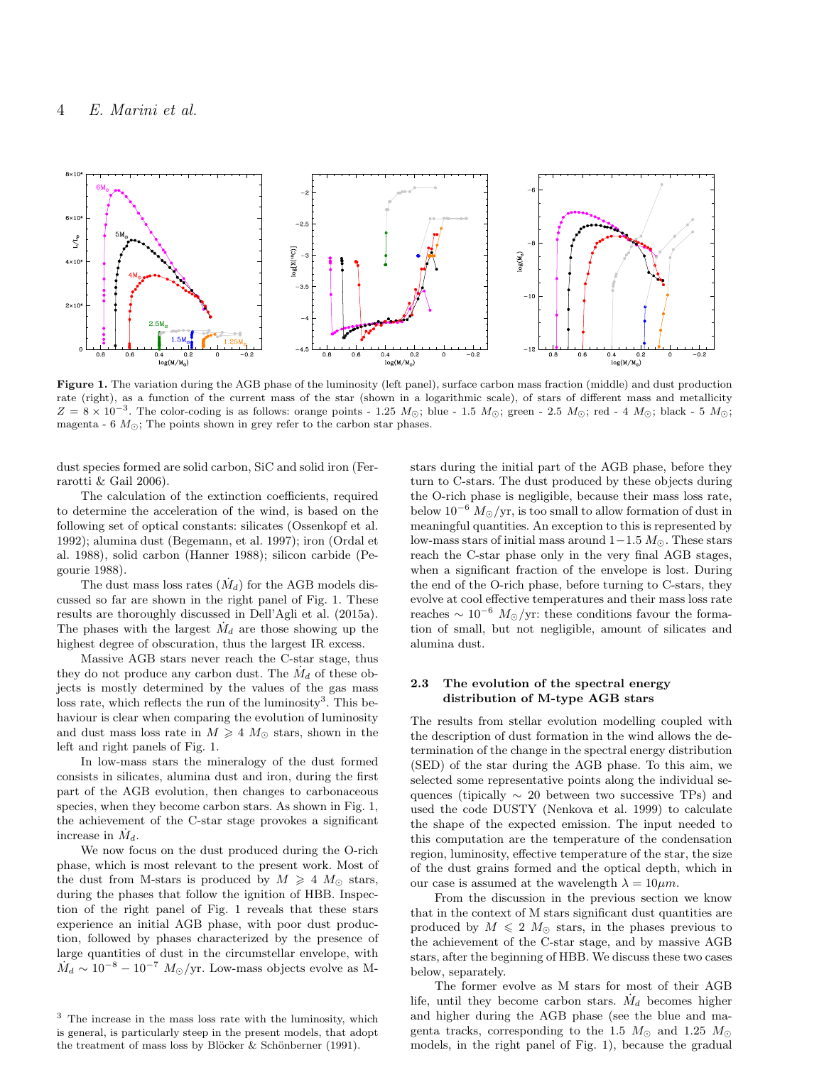**Figure 1.** The variation during the AGB phase of the luminosity (left panel), surface carbon mass fraction (middle) and dust production rate (right), as a function of the current mass of the star (shown in a logarithmic scale), of stars of different mass and metallicity $Z = 8 \times 10^{-3}$. The color-coding is as follows: orange points - 1.25 $M_{\odot}$; blue - 1.5 $M_{\odot}$; green - 2.5 $M_{\odot}$; red - 4 $M_{\odot}$; black - 5 $M_{\odot}$; magenta - 6 $M_{\odot}$; The points shown in grey refer to the carbon star phases.

dust species formed are solid carbon, SiC and solid iron (Ferrarotti & Gail 2006).

The calculation of the extinction coefficients, required to determine the acceleration of the wind, is based on the following set of optical constants: silicates (Ossenkopf et al. 1992); alumina dust (Begemann, et al. 1997); iron (Ordal et al. 1988), solid carbon (Hanner 1988); silicon carbide (Pegourie 1988).

The dust mass loss rates ($\dot{M}_d$) for the AGB models discussed so far are shown in the right panel of Fig. 1. These results are thoroughly discussed in Dell'Agli et al. (2015a). The phases with the largest $\dot{M}_d$ are those showing up the highest degree of obscuration, thus the largest IR excess.

Massive AGB stars never reach the C-star stage, thus they do not produce any carbon dust. The $\dot{M}_d$ of these objects is mostly determined by the values of the gas mass loss rate, which reflects the run of the luminosity[3]. This behaviour is clear when comparing the evolution of luminosity and dust mass loss rate in $M \geqslant 4$ $M_{\odot}$ stars, shown in the left and right panels of Fig. 1.

In low-mass stars the mineralogy of the dust formed consists in silicates, alumina dust and iron, during the first part of the AGB evolution, then changes to carbonaceous species, when they become carbon stars. As shown in Fig. 1, the achievement of the C-star stage provokes a significant increase in $\dot{M}_d$.

We now focus on the dust produced during the O-rich phase, which is most relevant to the present work. Most of the dust from M-stars is produced by $M \geqslant 4$ $M_{\odot}$ stars, during the phases that follow the ignition of HBB. Inspection of the right panel of Fig. 1 reveals that these stars experience an initial AGB phase, with poor dust production, followed by phases characterized by the presence of large quantities of dust in the circumstellar envelope, with $\dot{M}_d \sim 10^{-8} - 10^{-7}$ $M_{\odot}$/yr. Low-mass objects evolve as M-stars during the initial part of the AGB phase, before they turn to C-stars. The dust produced by these objects during the O-rich phase is negligible, because their mass loss rate, below $10^{-6}$ $M_{\odot}$/yr, is too small to allow formation of dust in meaningful quantities. An exception to this is represented by low-mass stars of initial mass around $1-1.5$ $M_{\odot}$. These stars reach the C-star phase only in the very final AGB stages, when a significant fraction of the envelope is lost. During the end of the O-rich phase, before turning to C-stars, they evolve at cool effective temperatures and their mass loss rate reaches $\sim 10^{-6}$ $M_{\odot}$/yr: these conditions favour the formation of small, but not negligible, amount of silicates and alumina dust.

## 2.3 The evolution of the spectral energy distribution of M-type AGB stars

The results from stellar evolution modelling coupled with the description of dust formation in the wind allows the determination of the change in the spectral energy distribution (SED) of the star during the AGB phase. To this aim, we selected some representative points along the individual sequences (tipically $\sim$ 20 between two successive TPs) and used the code DUSTY (Nenkova et al. 1999) to calculate the shape of the expected emission. The input needed to this computation are the temperature of the condensation region, luminosity, effective temperature of the star, the size of the dust grains formed and the optical depth, which in our case is assumed at the wavelength $\lambda = 10\mu m$.

From the discussion in the previous section we know that in the context of M stars significant dust quantities are produced by $M \leqslant 2$ $M_{\odot}$ stars, in the phases previous to the achievement of the C-star stage, and by massive AGB stars, after the beginning of HBB. We discuss these two cases below, separately.

The former evolve as M stars for most of their AGB life, until they become carbon stars. $\dot{M}_d$ becomes higher and higher during the AGB phase (see the blue and magenta tracks, corresponding to the 1.5 $M_{\odot}$ and 1.25 $M_{\odot}$ models, in the right panel of Fig. 1), because the gradual

[3] The increase in the mass loss rate with the luminosity, which is general, is particularly steep in the present models, that adopt the treatment of mass loss by Blöcker & Schönberner (1991).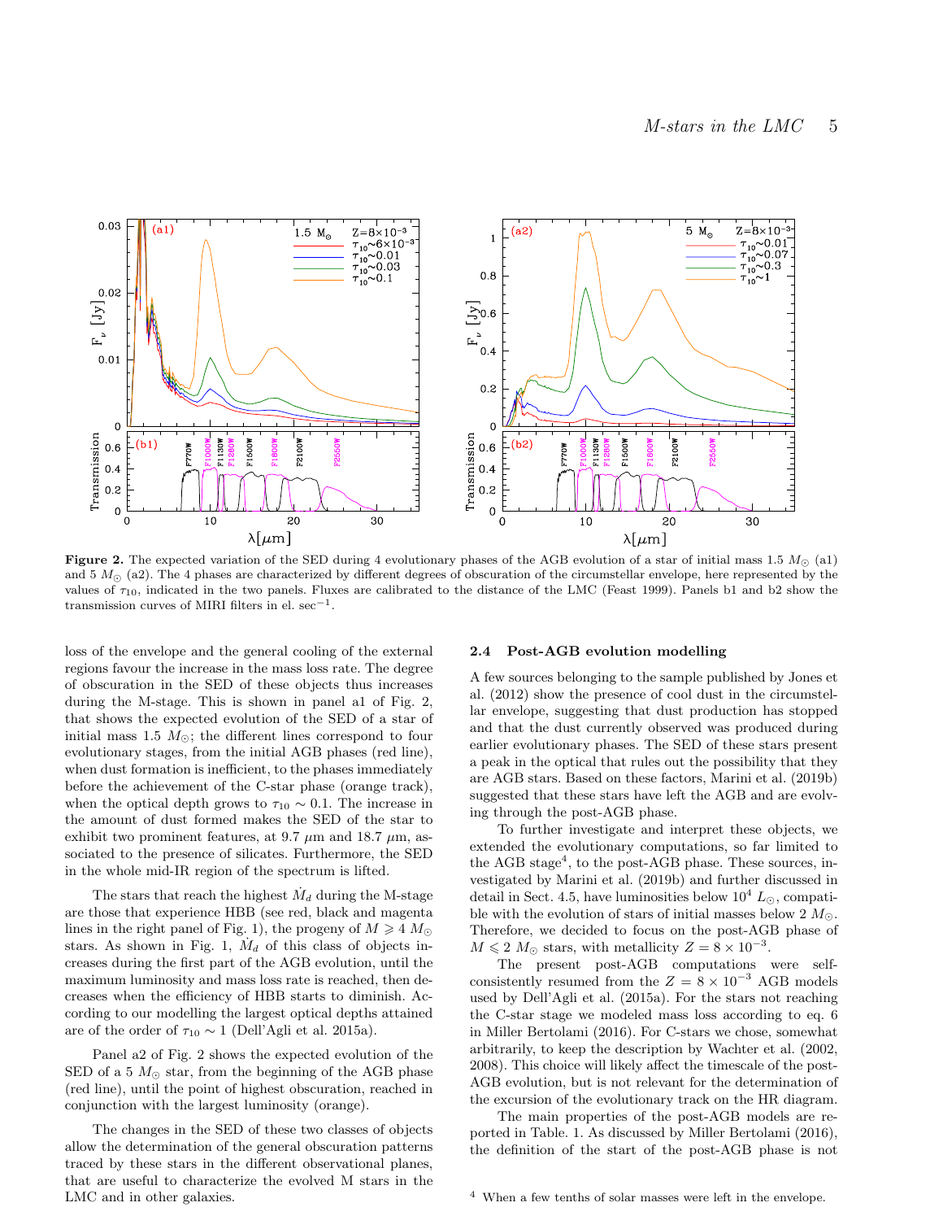Figure 2. The expected variation of the SED during 4 evolutionary phases of the AGB evolution of a star of initial mass 1.5 $M_{\odot}$ (a1) and 5 $M_{\odot}$ (a2). The 4 phases are characterized by different degrees of obscuration of the circumstellar envelope, here represented by the values of $\tau_{10}$, indicated in the two panels. Fluxes are calibrated to the distance of the LMC (Feast 1999). Panels b1 and b2 show the transmission curves of MIRI filters in el. sec$^{-1}$.

loss of the envelope and the general cooling of the external regions favour the increase in the mass loss rate. The degree of obscuration in the SED of these objects thus increases during the M-stage. This is shown in panel a1 of Fig. 2, that shows the expected evolution of the SED of a star of initial mass 1.5 $M_{\odot}$; the different lines correspond to four evolutionary stages, from the initial AGB phases (red line), when dust formation is inefficient, to the phases immediately before the achievement of the C-star phase (orange track), when the optical depth grows to $\tau_{10} \sim 0.1$. The increase in the amount of dust formed makes the SED of the star to exhibit two prominent features, at 9.7 $\mu$m and 18.7 $\mu$m, associated to the presence of silicates. Furthermore, the SED in the whole mid-IR region of the spectrum is lifted.

The stars that reach the highest $\dot{M}_d$ during the M-stage are those that experience HBB (see red, black and magenta lines in the right panel of Fig. 1), the progeny of $M \geqslant 4\ M_{\odot}$ stars. As shown in Fig. 1, $\dot{M}_d$ of this class of objects increases during the first part of the AGB evolution, until the maximum luminosity and mass loss rate is reached, then decreases when the efficiency of HBB starts to diminish. According to our modelling the largest optical depths attained are of the order of $\tau_{10} \sim 1$ (Dell'Agli et al. 2015a).

Panel a2 of Fig. 2 shows the expected evolution of the SED of a 5 $M_{\odot}$ star, from the beginning of the AGB phase (red line), until the point of highest obscuration, reached in conjunction with the largest luminosity (orange).

The changes in the SED of these two classes of objects allow the determination of the general obscuration patterns traced by these stars in the different observational planes, that are useful to characterize the evolved M stars in the LMC and in other galaxies.

### 2.4 Post-AGB evolution modelling

A few sources belonging to the sample published by Jones et al. (2012) show the presence of cool dust in the circumstellar envelope, suggesting that dust production has stopped and that the dust currently observed was produced during earlier evolutionary phases. The SED of these stars present a peak in the optical that rules out the possibility that they are AGB stars. Based on these factors, Marini et al. (2019b) suggested that these stars have left the AGB and are evolving through the post-AGB phase.

To further investigate and interpret these objects, we extended the evolutionary computations, so far limited to the AGB stage[4], to the post-AGB phase. These sources, investigated by Marini et al. (2019b) and further discussed in detail in Sect. 4.5, have luminosities below $10^4\ L_{\odot}$, compatible with the evolution of stars of initial masses below 2 $M_{\odot}$. Therefore, we decided to focus on the post-AGB phase of $M \leqslant 2\ M_{\odot}$ stars, with metallicity $Z = 8 \times 10^{-3}$.

The present post-AGB computations were self-consistently resumed from the $Z = 8 \times 10^{-3}$ AGB models used by Dell'Agli et al. (2015a). For the stars not reaching the C-star stage we modeled mass loss according to eq. 6 in Miller Bertolami (2016). For C-stars we chose, somewhat arbitrarily, to keep the description by Wachter et al. (2002, 2008). This choice will likely affect the timescale of the post-AGB evolution, but is not relevant for the determination of the excursion of the evolutionary track on the HR diagram.

The main properties of the post-AGB models are reported in Table. 1. As discussed by Miller Bertolami (2016), the definition of the start of the post-AGB phase is not

[4] When a few tenths of solar masses were left in the envelope.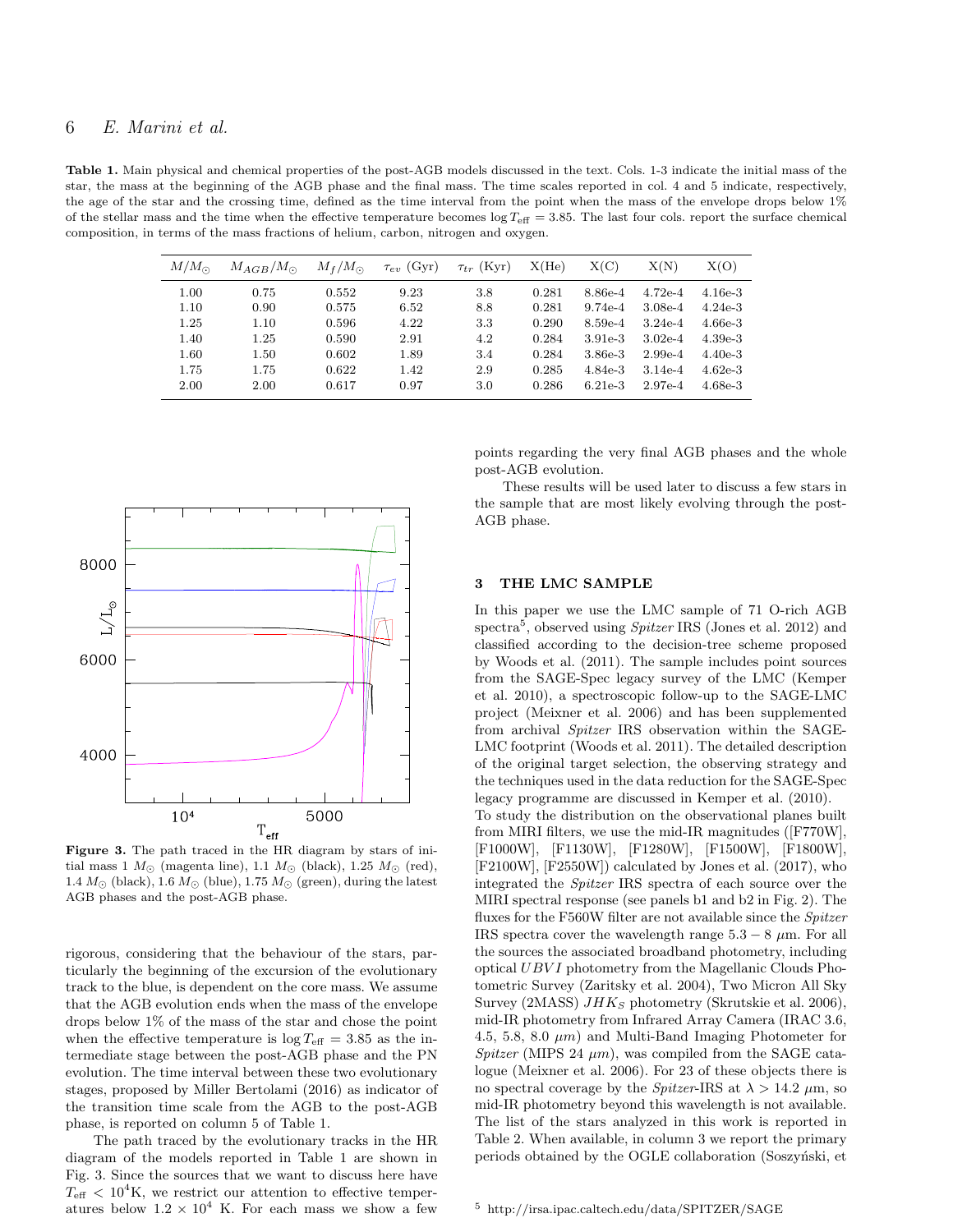**Table 1.** Main physical and chemical properties of the post-AGB models discussed in the text. Cols. 1-3 indicate the initial mass of the star, the mass at the beginning of the AGB phase and the final mass. The time scales reported in col. 4 and 5 indicate, respectively, the age of the star and the crossing time, defined as the time interval from the point when the mass of the envelope drops below 1% of the stellar mass and the time when the effective temperature becomes $\log T_{\rm eff} = 3.85$. The last four cols. report the surface chemical composition, in terms of the mass fractions of helium, carbon, nitrogen and oxygen.

| $M/M_{\odot}$ | $M_{AGB}/M_{\odot}$ | $M_f/M_{\odot}$ | $\tau_{ev}$ (Gyr) | $\tau_{tr}$ (Kyr) | X(He) | X(C) | X(N) | X(O) |
|---|---|---|---|---|---|---|---|---|
| 1.00 | 0.75 | 0.552 | 9.23 | 3.8 | 0.281 | 8.86e-4 | 4.72e-4 | 4.16e-3 |
| 1.10 | 0.90 | 0.575 | 6.52 | 8.8 | 0.281 | 9.74e-4 | 3.08e-4 | 4.24e-3 |
| 1.25 | 1.10 | 0.596 | 4.22 | 3.3 | 0.290 | 8.59e-4 | 3.24e-4 | 4.66e-3 |
| 1.40 | 1.25 | 0.590 | 2.91 | 4.2 | 0.284 | 3.91e-3 | 3.02e-4 | 4.39e-3 |
| 1.60 | 1.50 | 0.602 | 1.89 | 3.4 | 0.284 | 3.86e-3 | 2.99e-4 | 4.40e-3 |
| 1.75 | 1.75 | 0.622 | 1.42 | 2.9 | 0.285 | 4.84e-3 | 3.14e-4 | 4.62e-3 |
| 2.00 | 2.00 | 0.617 | 0.97 | 3.0 | 0.286 | 6.21e-3 | 2.97e-4 | 4.68e-3 |

**Figure 3.** The path traced in the HR diagram by stars of initial mass 1 $M_{\odot}$ (magenta line), 1.1 $M_{\odot}$ (black), 1.25 $M_{\odot}$ (red), 1.4 $M_{\odot}$ (black), 1.6 $M_{\odot}$ (blue), 1.75 $M_{\odot}$ (green), during the latest AGB phases and the post-AGB phase.

rigorous, considering that the behaviour of the stars, particularly the beginning of the excursion of the evolutionary track to the blue, is dependent on the core mass. We assume that the AGB evolution ends when the mass of the envelope drops below 1% of the mass of the star and chose the point when the effective temperature is $\log T_{\rm eff} = 3.85$ as the intermediate stage between the post-AGB phase and the PN evolution. The time interval between these two evolutionary stages, proposed by Miller Bertolami (2016) as indicator of the transition time scale from the AGB to the post-AGB phase, is reported on column 5 of Table 1.

The path traced by the evolutionary tracks in the HR diagram of the models reported in Table 1 are shown in Fig. 3. Since the sources that we want to discuss here have $T_{\rm eff} < 10^4$K, we restrict our attention to effective temperatures below $1.2 \times 10^4$ K. For each mass we show a few points regarding the very final AGB phases and the whole post-AGB evolution.

These results will be used later to discuss a few stars in the sample that are most likely evolving through the post-AGB phase.

## 3 THE LMC SAMPLE

In this paper we use the LMC sample of 71 O-rich AGB spectra[5], observed using *Spitzer* IRS (Jones et al. 2012) and classified according to the decision-tree scheme proposed by Woods et al. (2011). The sample includes point sources from the SAGE-Spec legacy survey of the LMC (Kemper et al. 2010), a spectroscopic follow-up to the SAGE-LMC project (Meixner et al. 2006) and has been supplemented from archival *Spitzer* IRS observation within the SAGE-LMC footprint (Woods et al. 2011). The detailed description of the original target selection, the observing strategy and the techniques used in the data reduction for the SAGE-Spec legacy programme are discussed in Kemper et al. (2010).
To study the distribution on the observational planes built from MIRI filters, we use the mid-IR magnitudes ([F770W], [F1000W], [F1130W], [F1280W], [F1500W], [F1800W], [F2100W], [F2550W]) calculated by Jones et al. (2017), who integrated the *Spitzer* IRS spectra of each source over the MIRI spectral response (see panels b1 and b2 in Fig. 2). The fluxes for the F560W filter are not available since the *Spitzer* IRS spectra cover the wavelength range $5.3-8$ $\mu$m. For all the sources the associated broadband photometry, including optical $UBVI$ photometry from the Magellanic Clouds Photometric Survey (Zaritsky et al. 2004), Two Micron All Sky Survey (2MASS) $JHK_S$ photometry (Skrutskie et al. 2006), mid-IR photometry from Infrared Array Camera (IRAC 3.6, 4.5, 5.8, 8.0 $\mu m$) and Multi-Band Imaging Photometer for *Spitzer* (MIPS 24 $\mu m$), was compiled from the SAGE catalogue (Meixner et al. 2006). For 23 of these objects there is no spectral coverage by the *Spitzer*-IRS at $\lambda > 14.2$ $\mu$m, so mid-IR photometry beyond this wavelength is not available. The list of the stars analyzed in this work is reported in Table 2. When available, in column 3 we report the primary periods obtained by the OGLE collaboration (Soszyński, et

[5] http://irsa.ipac.caltech.edu/data/SPITZER/SAGE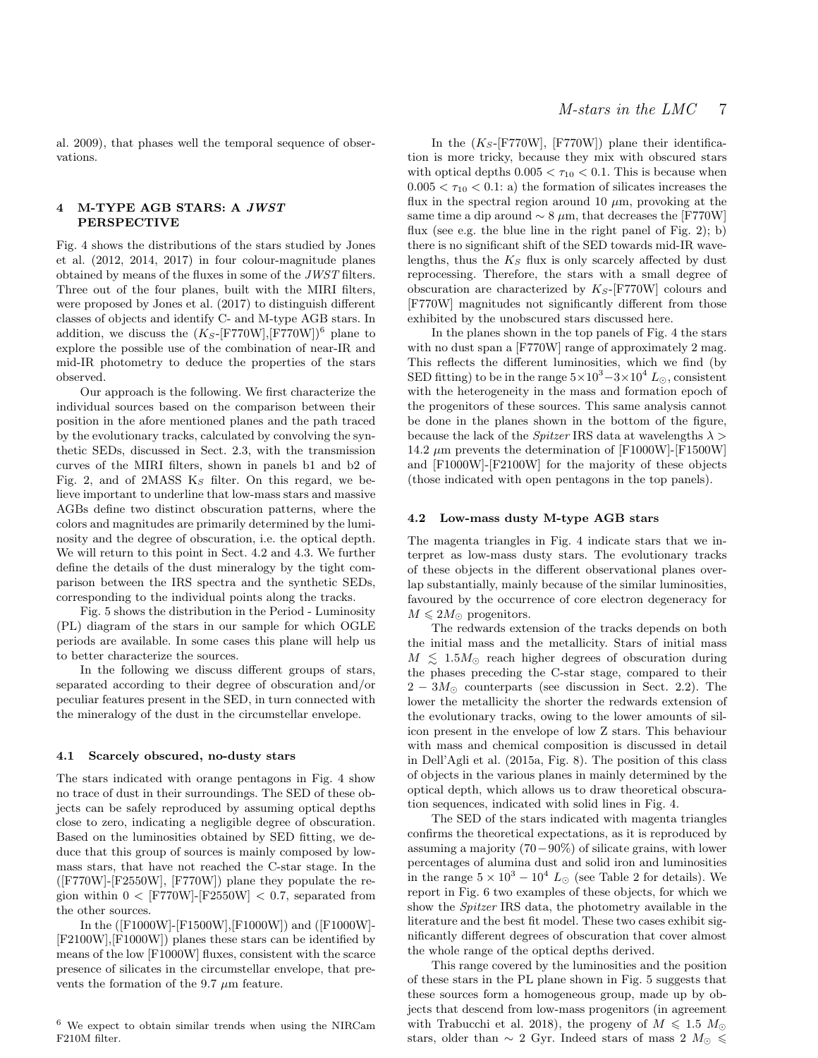al. 2009), that phases well the temporal sequence of observations.

## 4 M-TYPE AGB STARS: A *JWST* PERSPECTIVE

Fig. 4 shows the distributions of the stars studied by Jones et al. (2012, 2014, 2017) in four colour-magnitude planes obtained by means of the fluxes in some of the *JWST* filters. Three out of the four planes, built with the MIRI filters, were proposed by Jones et al. (2017) to distinguish different classes of objects and identify C- and M-type AGB stars. In addition, we discuss the ($K_S$-[F770W],[F770W])[6] plane to explore the possible use of the combination of near-IR and mid-IR photometry to deduce the properties of the stars observed.

Our approach is the following. We first characterize the individual sources based on the comparison between their position in the afore mentioned planes and the path traced by the evolutionary tracks, calculated by convolving the synthetic SEDs, discussed in Sect. 2.3, with the transmission curves of the MIRI filters, shown in panels b1 and b2 of Fig. 2, and of 2MASS $K_S$ filter. On this regard, we believe important to underline that low-mass stars and massive AGBs define two distinct obscuration patterns, where the colors and magnitudes are primarily determined by the luminosity and the degree of obscuration, i.e. the optical depth. We will return to this point in Sect. 4.2 and 4.3. We further define the details of the dust mineralogy by the tight comparison between the IRS spectra and the synthetic SEDs, corresponding to the individual points along the tracks.

Fig. 5 shows the distribution in the Period - Luminosity (PL) diagram of the stars in our sample for which OGLE periods are available. In some cases this plane will help us to better characterize the sources.

In the following we discuss different groups of stars, separated according to their degree of obscuration and/or peculiar features present in the SED, in turn connected with the mineralogy of the dust in the circumstellar envelope.

### 4.1 Scarcely obscured, no-dusty stars

The stars indicated with orange pentagons in Fig. 4 show no trace of dust in their surroundings. The SED of these objects can be safely reproduced by assuming optical depths close to zero, indicating a negligible degree of obscuration. Based on the luminosities obtained by SED fitting, we deduce that this group of sources is mainly composed by low-mass stars, that have not reached the C-star stage. In the ([F770W]-[F2550W], [F770W]) plane they populate the region within $0 <$ [F770W]-[F2550W] $< 0.7$, separated from the other sources.

In the ([F1000W]-[F1500W],[F1000W]) and ([F1000W]-[F2100W],[F1000W]) planes these stars can be identified by means of the low [F1000W] fluxes, consistent with the scarce presence of silicates in the circumstellar envelope, that prevents the formation of the 9.7 $\mu$m feature.

In the ($K_S$-[F770W], [F770W]) plane their identification is more tricky, because they mix with obscured stars with optical depths $0.005 < \tau_{10} < 0.1$. This is because when $0.005 < \tau_{10} < 0.1$: a) the formation of silicates increases the flux in the spectral region around 10 $\mu$m, provoking at the same time a dip around $\sim 8$ $\mu$m, that decreases the [F770W] flux (see e.g. the blue line in the right panel of Fig. 2); b) there is no significant shift of the SED towards mid-IR wavelengths, thus the $K_S$ flux is only scarcely affected by dust reprocessing. Therefore, the stars with a small degree of obscuration are characterized by $K_S$-[F770W] colours and [F770W] magnitudes not significantly different from those exhibited by the unobscured stars discussed here.

In the planes shown in the top panels of Fig. 4 the stars with no dust span a [F770W] range of approximately 2 mag. This reflects the different luminosities, which we find (by SED fitting) to be in the range $5\times10^3-3\times10^4$ $L_\odot$, consistent with the heterogeneity in the mass and formation epoch of the progenitors of these sources. This same analysis cannot be done in the planes shown in the bottom of the figure, because the lack of the *Spitzer* IRS data at wavelengths $\lambda >$ 14.2 $\mu$m prevents the determination of [F1000W]-[F1500W] and [F1000W]-[F2100W] for the majority of these objects (those indicated with open pentagons in the top panels).

### 4.2 Low-mass dusty M-type AGB stars

The magenta triangles in Fig. 4 indicate stars that we interpret as low-mass dusty stars. The evolutionary tracks of these objects in the different observational planes overlap substantially, mainly because of the similar luminosities, favoured by the occurrence of core electron degeneracy for $M \leqslant 2M_\odot$ progenitors.

The redwards extension of the tracks depends on both the initial mass and the metallicity. Stars of initial mass $M \lesssim 1.5M_\odot$ reach higher degrees of obscuration during the phases preceding the C-star stage, compared to their $2-3M_\odot$ counterparts (see discussion in Sect. 2.2). The lower the metallicity the shorter the redwards extension of the evolutionary tracks, owing to the lower amounts of silicon present in the envelope of low Z stars. This behaviour with mass and chemical composition is discussed in detail in Dell'Agli et al. (2015a, Fig. 8). The position of this class of objects in the various planes in mainly determined by the optical depth, which allows us to draw theoretical obscuration sequences, indicated with solid lines in Fig. 4.

The SED of the stars indicated with magenta triangles confirms the theoretical expectations, as it is reproduced by assuming a majority ($70-90\%$) of silicate grains, with lower percentages of alumina dust and solid iron and luminosities in the range $5\times10^3-10^4$ $L_\odot$ (see Table 2 for details). We report in Fig. 6 two examples of these objects, for which we show the *Spitzer* IRS data, the photometry available in the literature and the best fit model. These two cases exhibit significantly different degrees of obscuration that cover almost the whole range of the optical depths derived.

This range covered by the luminosities and the position of these stars in the PL plane shown in Fig. 5 suggests that these sources form a homogeneous group, made up by objects that descend from low-mass progenitors (in agreement with Trabucchi et al. 2018), the progeny of $M \leqslant 1.5$ $M_\odot$ stars, older than $\sim 2$ Gyr. Indeed stars of mass $2$ $M_\odot \leqslant$

[6] We expect to obtain similar trends when using the NIRCam F210M filter.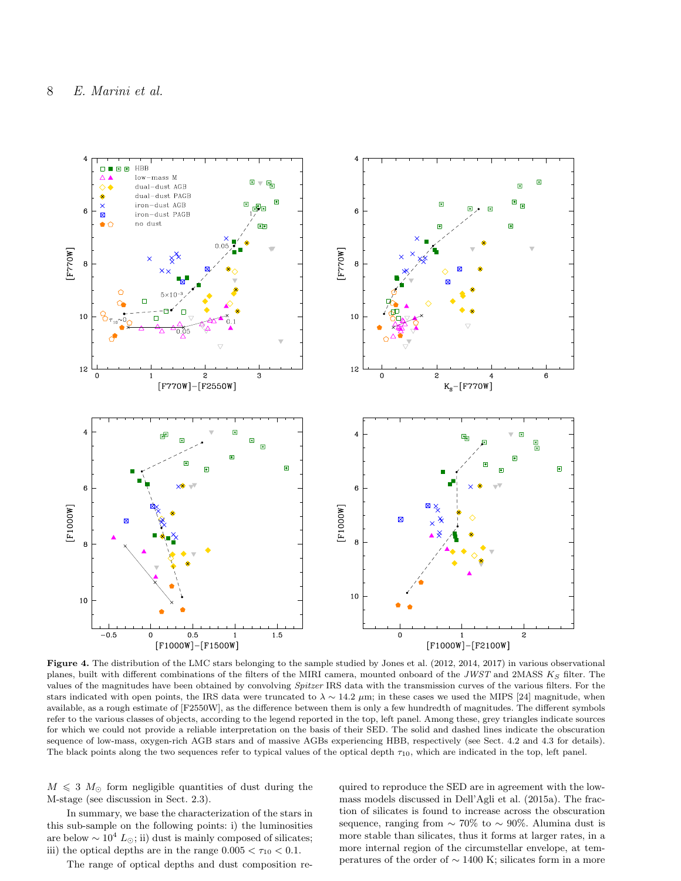**Figure 4.** The distribution of the LMC stars belonging to the sample studied by Jones et al. (2012, 2014, 2017) in various observational planes, built with different combinations of the filters of the MIRI camera, mounted onboard of the *JWST* and 2MASS $K_S$ filter. The values of the magnitudes have been obtained by convolving *Spitzer* IRS data with the transmission curves of the various filters. For the stars indicated with open points, the IRS data were truncated to $\lambda \sim 14.2$ $\mu$m; in these cases we used the MIPS [24] magnitude, when available, as a rough estimate of [F2550W], as the difference between them is only a few hundredth of magnitudes. The different symbols refer to the various classes of objects, according to the legend reported in the top, left panel. Among these, grey triangles indicate sources for which we could not provide a reliable interpretation on the basis of their SED. The solid and dashed lines indicate the obscuration sequence of low-mass, oxygen-rich AGB stars and of massive AGBs experiencing HBB, respectively (see Sect. 4.2 and 4.3 for details). The black points along the two sequences refer to typical values of the optical depth $\tau_{10}$, which are indicated in the top, left panel.

$M \leqslant 3$ $M_{\odot}$ form negligible quantities of dust during the M-stage (see discussion in Sect. 2.3).

In summary, we base the characterization of the stars in this sub-sample on the following points: i) the luminosities are below $\sim 10^4$ $L_{\odot}$; ii) dust is mainly composed of silicates; iii) the optical depths are in the range $0.005 < \tau_{10} < 0.1$.

The range of optical depths and dust composition required to reproduce the SED are in agreement with the low-mass models discussed in Dell'Agli et al. (2015a). The fraction of silicates is found to increase across the obscuration sequence, ranging from $\sim 70\%$ to $\sim 90\%$. Alumina dust is more stable than silicates, thus it forms at larger rates, in a more internal region of the circumstellar envelope, at temperatures of the order of $\sim 1400$ K; silicates form in a more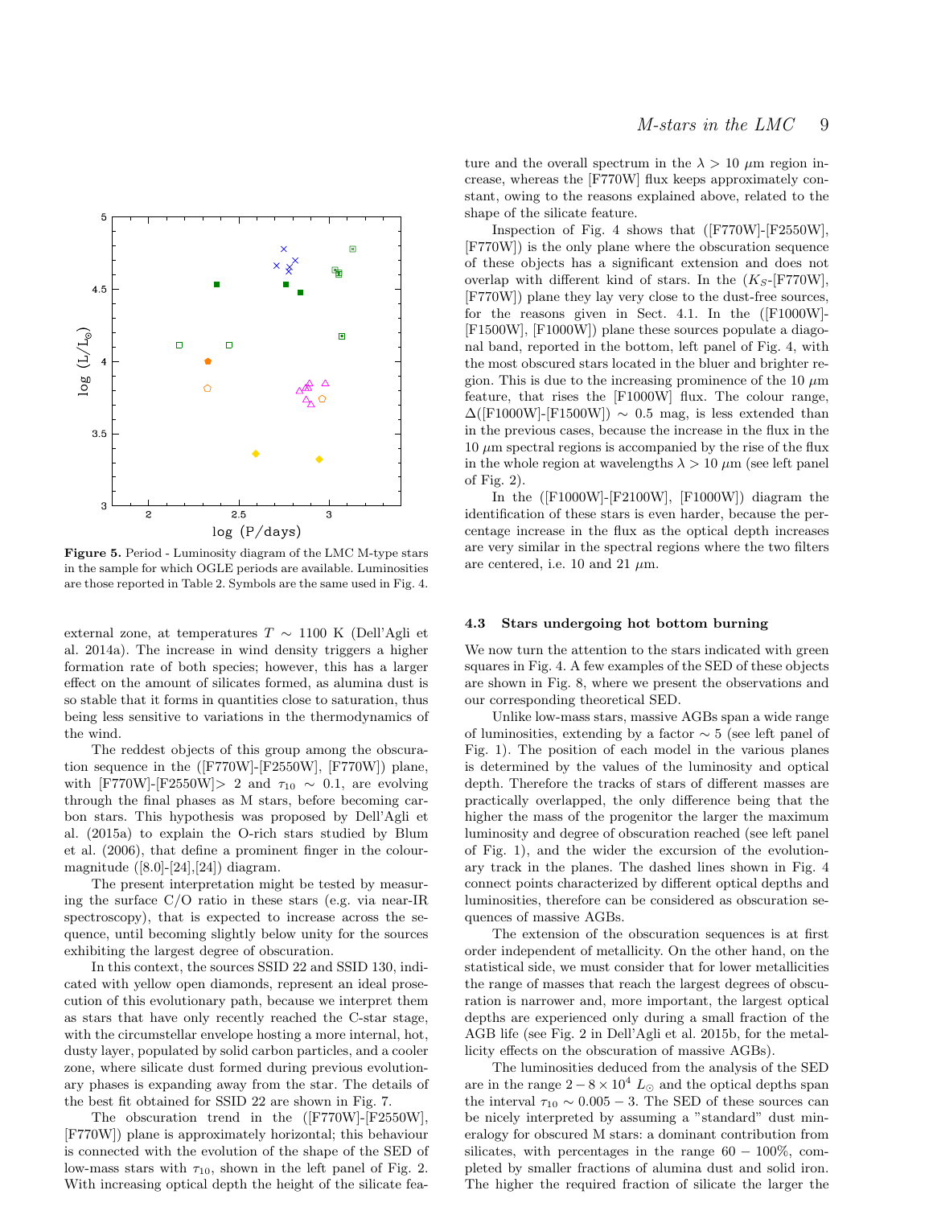**Figure 5.** Period - Luminosity diagram of the LMC M-type stars in the sample for which OGLE periods are available. Luminosities are those reported in Table 2. Symbols are the same used in Fig. 4.

external zone, at temperatures $T \sim 1100$ K (Dell'Agli et al. 2014a). The increase in wind density triggers a higher formation rate of both species; however, this has a larger effect on the amount of silicates formed, as alumina dust is so stable that it forms in quantities close to saturation, thus being less sensitive to variations in the thermodynamics of the wind.

The reddest objects of this group among the obscuration sequence in the ([F770W]-[F2550W], [F770W]) plane, with [F770W]-[F2550W]$>2$ and $\tau_{10} \sim 0.1$, are evolving through the final phases as M stars, before becoming carbon stars. This hypothesis was proposed by Dell'Agli et al. (2015a) to explain the O-rich stars studied by Blum et al. (2006), that define a prominent finger in the colour-magnitude ([8.0]-[24],[24]) diagram.

The present interpretation might be tested by measuring the surface C/O ratio in these stars (e.g. via near-IR spectroscopy), that is expected to increase across the sequence, until becoming slightly below unity for the sources exhibiting the largest degree of obscuration.

In this context, the sources SSID 22 and SSID 130, indicated with yellow open diamonds, represent an ideal prosecution of this evolutionary path, because we interpret them as stars that have only recently reached the C-star stage, with the circumstellar envelope hosting a more internal, hot, dusty layer, populated by solid carbon particles, and a cooler zone, where silicate dust formed during previous evolutionary phases is expanding away from the star. The details of the best fit obtained for SSID 22 are shown in Fig. 7.

The obscuration trend in the ([F770W]-[F2550W], [F770W]) plane is approximately horizontal; this behaviour is connected with the evolution of the shape of the SED of low-mass stars with $\tau_{10}$, shown in the left panel of Fig. 2. With increasing optical depth the height of the silicate feature and the overall spectrum in the $\lambda > 10$ $\mu$m region increase, whereas the [F770W] flux keeps approximately constant, owing to the reasons explained above, related to the shape of the silicate feature.

Inspection of Fig. 4 shows that ([F770W]-[F2550W], [F770W]) is the only plane where the obscuration sequence of these objects has a significant extension and does not overlap with different kind of stars. In the ($K_S$-[F770W], [F770W]) plane they lay very close to the dust-free sources, for the reasons given in Sect. 4.1. In the ([F1000W]-[F1500W], [F1000W]) plane these sources populate a diagonal band, reported in the bottom, left panel of Fig. 4, with the most obscured stars located in the bluer and brighter region. This is due to the increasing prominence of the 10 $\mu$m feature, that rises the [F1000W] flux. The colour range, $\Delta$([F1000W]-[F1500W]) $\sim 0.5$ mag, is less extended than in the previous cases, because the increase in the flux in the 10 $\mu$m spectral regions is accompanied by the rise of the flux in the whole region at wavelengths $\lambda > 10$ $\mu$m (see left panel of Fig. 2).

In the ([F1000W]-[F2100W], [F1000W]) diagram the identification of these stars is even harder, because the percentage increase in the flux as the optical depth increases are very similar in the spectral regions where the two filters are centered, i.e. 10 and 21 $\mu$m.

### 4.3 Stars undergoing hot bottom burning

We now turn the attention to the stars indicated with green squares in Fig. 4. A few examples of the SED of these objects are shown in Fig. 8, where we present the observations and our corresponding theoretical SED.

Unlike low-mass stars, massive AGBs span a wide range of luminosities, extending by a factor $\sim 5$ (see left panel of Fig. 1). The position of each model in the various planes is determined by the values of the luminosity and optical depth. Therefore the tracks of stars of different masses are practically overlapped, the only difference being that the higher the mass of the progenitor the larger the maximum luminosity and degree of obscuration reached (see left panel of Fig. 1), and the wider the excursion of the evolutionary track in the planes. The dashed lines shown in Fig. 4 connect points characterized by different optical depths and luminosities, therefore can be considered as obscuration sequences of massive AGBs.

The extension of the obscuration sequences is at first order independent of metallicity. On the other hand, on the statistical side, we must consider that for lower metallicities the range of masses that reach the largest degrees of obscuration is narrower and, more important, the largest optical depths are experienced only during a small fraction of the AGB life (see Fig. 2 in Dell'Agli et al. 2015b, for the metallicity effects on the obscuration of massive AGBs).

The luminosities deduced from the analysis of the SED are in the range $2-8\times10^4$ $L_\odot$ and the optical depths span the interval $\tau_{10} \sim 0.005-3$. The SED of these sources can be nicely interpreted by assuming a "standard" dust mineralogy for obscured M stars: a dominant contribution from silicates, with percentages in the range $60-100\%$, completed by smaller fractions of alumina dust and solid iron. The higher the required fraction of silicate the larger the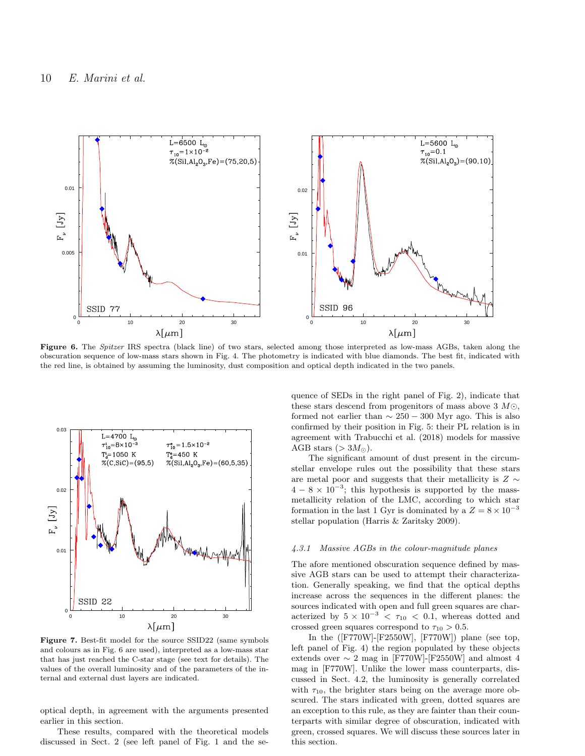**Figure 6.** The *Spitzer* IRS spectra (black line) of two stars, selected among those interpreted as low-mass AGBs, taken along the obscuration sequence of low-mass stars shown in Fig. 4. The photometry is indicated with blue diamonds. The best fit, indicated with the red line, is obtained by assuming the luminosity, dust composition and optical depth indicated in the two panels.

**Figure 7.** Best-fit model for the source SSID22 (same symbols and colours as in Fig. 6 are used), interpreted as a low-mass star that has just reached the C-star stage (see text for details). The values of the overall luminosity and of the parameters of the internal and external dust layers are indicated.

optical depth, in agreement with the arguments presented earlier in this section.

These results, compared with the theoretical models discussed in Sect. 2 (see left panel of Fig. 1 and the sequence of SEDs in the right panel of Fig. 2), indicate that these stars descend from progenitors of mass above 3 $M_\odot$, formed not earlier than $\sim 250-300$ Myr ago. This is also confirmed by their position in Fig. 5: their PL relation is in agreement with Trabucchi et al. (2018) models for massive AGB stars ($> 3M_\odot$).

The significant amount of dust present in the circumstellar envelope rules out the possibility that these stars are metal poor and suggests that their metallicity is $Z \sim 4-8\times10^{-3}$; this hypothesis is supported by the mass-metallicity relation of the LMC, according to which star formation in the last 1 Gyr is dominated by a $Z = 8\times10^{-3}$ stellar population (Harris & Zaritsky 2009).

#### 4.3.1 *Massive AGBs in the colour-magnitude planes*

The afore mentioned obscuration sequence defined by massive AGB stars can be used to attempt their characterization. Generally speaking, we find that the optical depths increase across the sequences in the different planes: the sources indicated with open and full green squares are characterized by $5\times10^{-3} < \tau_{10} < 0.1$, whereas dotted and crossed green squares correspond to $\tau_{10} > 0.5$.

In the ([F770W]-[F2550W], [F770W]) plane (see top, left panel of Fig. 4) the region populated by these objects extends over $\sim 2$ mag in [F770W]-[F2550W] and almost 4 mag in [F770W]. Unlike the lower mass counterparts, discussed in Sect. 4.2, the luminosity is generally correlated with $\tau_{10}$, the brighter stars being on the average more obscured. The stars indicated with green, dotted squares are an exception to this rule, as they are fainter than their counterparts with similar degree of obscuration, indicated with green, crossed squares. We will discuss these sources later in this section.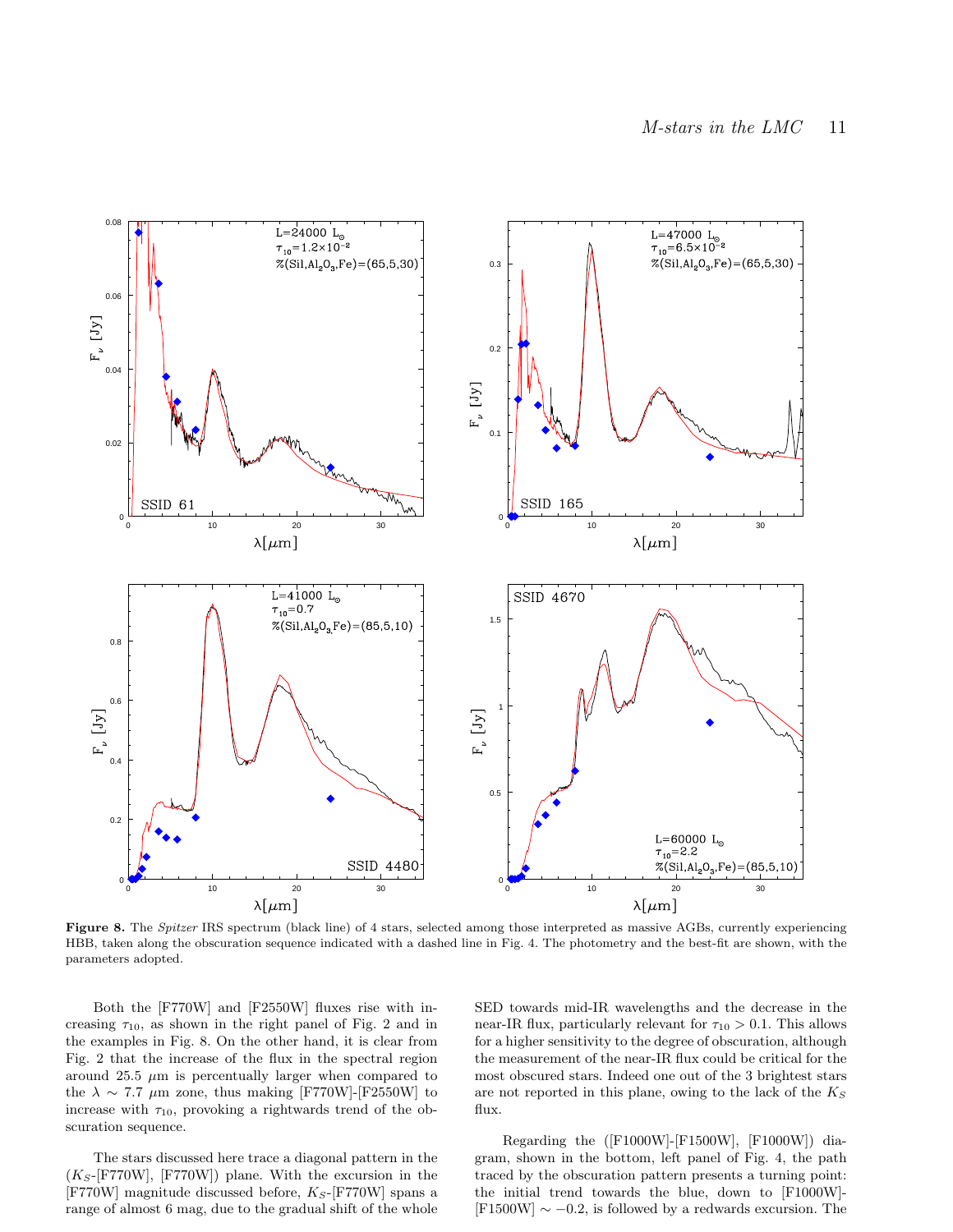**Figure 8.** The *Spitzer* IRS spectrum (black line) of 4 stars, selected among those interpreted as massive AGBs, currently experiencing HBB, taken along the obscuration sequence indicated with a dashed line in Fig. 4. The photometry and the best-fit are shown, with the parameters adopted.

Both the [F770W] and [F2550W] fluxes rise with increasing $\tau_{10}$, as shown in the right panel of Fig. 2 and in the examples in Fig. 8. On the other hand, it is clear from Fig. 2 that the increase of the flux in the spectral region around 25.5 $\mu$m is percentually larger when compared to the $\lambda \sim 7.7$ $\mu$m zone, thus making [F770W]-[F2550W] to increase with $\tau_{10}$, provoking a rightwards trend of the obscuration sequence.

The stars discussed here trace a diagonal pattern in the ($K_S$-[F770W], [F770W]) plane. With the excursion in the [F770W] magnitude discussed before, $K_S$-[F770W] spans a range of almost 6 mag, due to the gradual shift of the whole SED towards mid-IR wavelengths and the decrease in the near-IR flux, particularly relevant for $\tau_{10} > 0.1$. This allows for a higher sensitivity to the degree of obscuration, although the measurement of the near-IR flux could be critical for the most obscured stars. Indeed one out of the 3 brightest stars are not reported in this plane, owing to the lack of the $K_S$ flux.

Regarding the ([F1000W]-[F1500W], [F1000W]) diagram, shown in the bottom, left panel of Fig. 4, the path traced by the obscuration pattern presents a turning point: the initial trend towards the blue, down to [F1000W]-[F1500W] $\sim -0.2$, is followed by a redwards excursion. The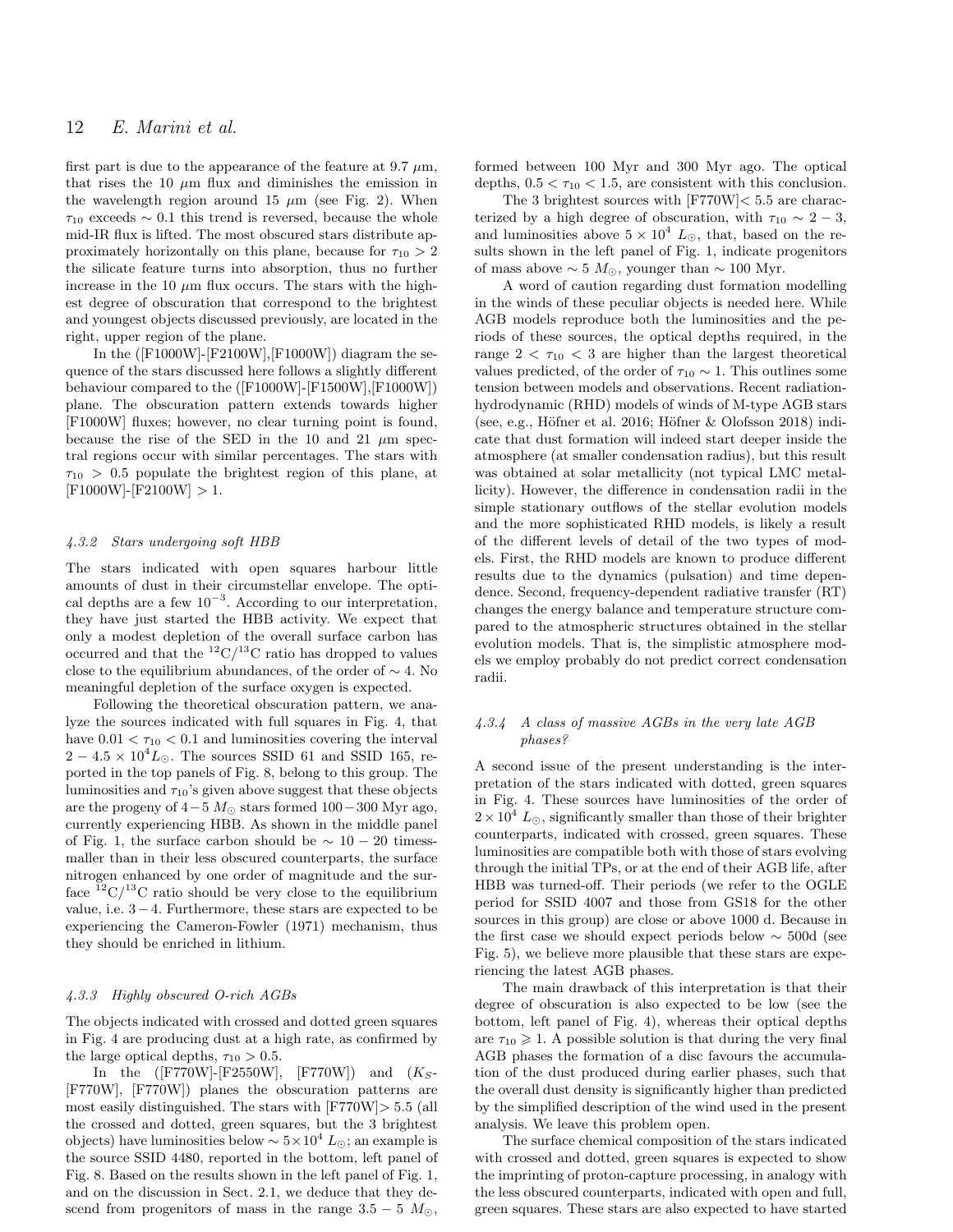first part is due to the appearance of the feature at 9.7 $\mu$m, that rises the 10 $\mu$m flux and diminishes the emission in the wavelength region around 15 $\mu$m (see Fig. 2). When $\tau_{10}$ exceeds $\sim 0.1$ this trend is reversed, because the whole mid-IR flux is lifted. The most obscured stars distribute approximately horizontally on this plane, because for $\tau_{10} > 2$ the silicate feature turns into absorption, thus no further increase in the 10 $\mu$m flux occurs. The stars with the highest degree of obscuration that correspond to the brightest and youngest objects discussed previously, are located in the right, upper region of the plane.

In the ([F1000W]-[F2100W],[F1000W]) diagram the sequence of the stars discussed here follows a slightly different behaviour compared to the ([F1000W]-[F1500W],[F1000W]) plane. The obscuration pattern extends towards higher [F1000W] fluxes; however, no clear turning point is found, because the rise of the SED in the 10 and 21 $\mu$m spectral regions occur with similar percentages. The stars with $\tau_{10} > 0.5$ populate the brightest region of this plane, at [F1000W]-[F2100W] $> 1$.

#### 4.3.2 Stars undergoing soft HBB

The stars indicated with open squares harbour little amounts of dust in their circumstellar envelope. The optical depths are a few $10^{-3}$. According to our interpretation, they have just started the HBB activity. We expect that only a modest depletion of the overall surface carbon has occurred and that the $^{12}$C/$^{13}$C ratio has dropped to values close to the equilibrium abundances, of the order of $\sim 4$. No meaningful depletion of the surface oxygen is expected.

Following the theoretical obscuration pattern, we analyze the sources indicated with full squares in Fig. 4, that have $0.01 < \tau_{10} < 0.1$ and luminosities covering the interval $2-4.5 \times 10^4 L_{\odot}$. The sources SSID 61 and SSID 165, reported in the top panels of Fig. 8, belong to this group. The luminosities and $\tau_{10}$'s given above suggest that these objects are the progeny of $4-5\ M_{\odot}$ stars formed $100-300$ Myr ago, currently experiencing HBB. As shown in the middle panel of Fig. 1, the surface carbon should be $\sim 10-20$ timessmaller than in their less obscured counterparts, the surface nitrogen enhanced by one order of magnitude and the surface $^{12}$C/$^{13}$C ratio should be very close to the equilibrium value, i.e. $3-4$. Furthermore, these stars are expected to be experiencing the Cameron-Fowler (1971) mechanism, thus they should be enriched in lithium.

#### 4.3.3 Highly obscured O-rich AGBs

The objects indicated with crossed and dotted green squares in Fig. 4 are producing dust at a high rate, as confirmed by the large optical depths, $\tau_{10} > 0.5$.

In the ([F770W]-[F2550W], [F770W]) and ($K_S$-[F770W], [F770W]) planes the obscuration patterns are most easily distinguished. The stars with [F770W]$> 5.5$ (all the crossed and dotted, green squares, but the 3 brightest objects) have luminosities below $\sim 5 \times 10^4\ L_{\odot}$; an example is the source SSID 4480, reported in the bottom, left panel of Fig. 8. Based on the results shown in the left panel of Fig. 1, and on the discussion in Sect. 2.1, we deduce that they descend from progenitors of mass in the range $3.5-5\ M_{\odot}$, formed between 100 Myr and 300 Myr ago. The optical depths, $0.5 < \tau_{10} < 1.5$, are consistent with this conclusion.

The 3 brightest sources with [F770W]$< 5.5$ are characterized by a high degree of obscuration, with $\tau_{10} \sim 2-3$, and luminosities above $5 \times 10^4\ L_{\odot}$, that, based on the results shown in the left panel of Fig. 1, indicate progenitors of mass above $\sim 5\ M_{\odot}$, younger than $\sim 100$ Myr.

A word of caution regarding dust formation modelling in the winds of these peculiar objects is needed here. While AGB models reproduce both the luminosities and the periods of these sources, the optical depths required, in the range $2 < \tau_{10} < 3$ are higher than the largest theoretical values predicted, of the order of $\tau_{10} \sim 1$. This outlines some tension between models and observations. Recent radiation-hydrodynamic (RHD) models of winds of M-type AGB stars (see, e.g., Höfner et al. 2016; Höfner & Olofsson 2018) indicate that dust formation will indeed start deeper inside the atmosphere (at smaller condensation radius), but this result was obtained at solar metallicity (not typical LMC metallicity). However, the difference in condensation radii in the simple stationary outflows of the stellar evolution models and the more sophisticated RHD models, is likely a result of the different levels of detail of the two types of models. First, the RHD models are known to produce different results due to the dynamics (pulsation) and time dependence. Second, frequency-dependent radiative transfer (RT) changes the energy balance and temperature structure compared to the atmospheric structures obtained in the stellar evolution models. That is, the simplistic atmosphere models we employ probably do not predict correct condensation radii.

#### 4.3.4 A class of massive AGBs in the very late AGB phases?

A second issue of the present understanding is the interpretation of the stars indicated with dotted, green squares in Fig. 4. These sources have luminosities of the order of $2 \times 10^4\ L_{\odot}$, significantly smaller than those of their brighter counterparts, indicated with crossed, green squares. These luminosities are compatible both with those of stars evolving through the initial TPs, or at the end of their AGB life, after HBB was turned-off. Their periods (we refer to the OGLE period for SSID 4007 and those from GS18 for the other sources in this group) are close or above 1000 d. Because in the first case we should expect periods below $\sim 500$d (see Fig. 5), we believe more plausible that these stars are experiencing the latest AGB phases.

The main drawback of this interpretation is that their degree of obscuration is also expected to be low (see the bottom, left panel of Fig. 4), whereas their optical depths are $\tau_{10} \geqslant 1$. A possible solution is that during the very final AGB phases the formation of a disc favours the accumulation of the dust produced during earlier phases, such that the overall dust density is significantly higher than predicted by the simplified description of the wind used in the present analysis. We leave this problem open.

The surface chemical composition of the stars indicated with crossed and dotted, green squares is expected to show the imprinting of proton-capture processing, in analogy with the less obscured counterparts, indicated with open and full, green squares. These stars are also expected to have started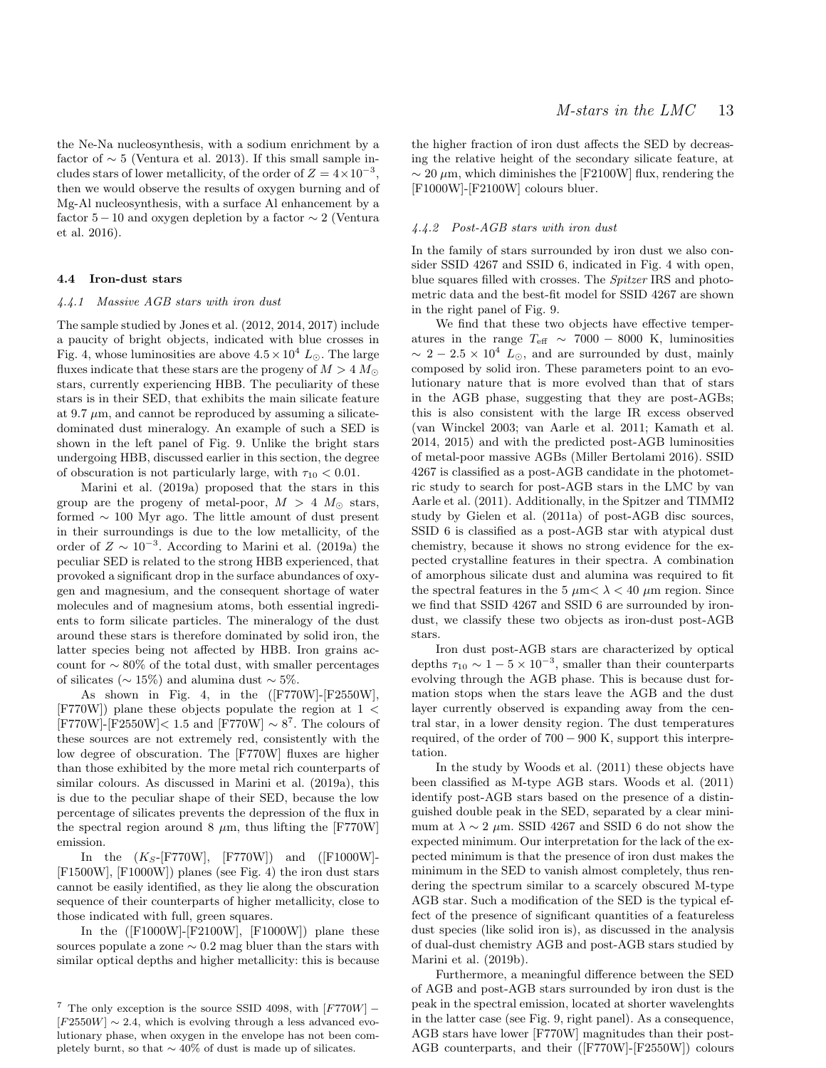the Ne-Na nucleosynthesis, with a sodium enrichment by a factor of $\sim 5$ (Ventura et al. 2013). If this small sample includes stars of lower metallicity, of the order of $Z = 4\times10^{-3}$, then we would observe the results of oxygen burning and of Mg-Al nucleosynthesis, with a surface Al enhancement by a factor $5-10$ and oxygen depletion by a factor $\sim 2$ (Ventura et al. 2016).

### 4.4 Iron-dust stars

#### 4.4.1 Massive AGB stars with iron dust

The sample studied by Jones et al. (2012, 2014, 2017) include a paucity of bright objects, indicated with blue crosses in Fig. 4, whose luminosities are above $4.5\times10^4\ L_\odot$. The large fluxes indicate that these stars are the progeny of $M > 4\ M_\odot$ stars, currently experiencing HBB. The peculiarity of these stars is in their SED, that exhibits the main silicate feature at 9.7 $\mu$m, and cannot be reproduced by assuming a silicate-dominated dust mineralogy. An example of such a SED is shown in the left panel of Fig. 9. Unlike the bright stars undergoing HBB, discussed earlier in this section, the degree of obscuration is not particularly large, with $\tau_{10} < 0.01$.

Marini et al. (2019a) proposed that the stars in this group are the progeny of metal-poor, $M > 4\ M_\odot$ stars, formed $\sim 100$ Myr ago. The little amount of dust present in their surroundings is due to the low metallicity, of the order of $Z \sim 10^{-3}$. According to Marini et al. (2019a) the peculiar SED is related to the strong HBB experienced, that provoked a significant drop in the surface abundances of oxygen and magnesium, and the consequent shortage of water molecules and of magnesium atoms, both essential ingredients to form silicate particles. The mineralogy of the dust around these stars is therefore dominated by solid iron, the latter species being not affected by HBB. Iron grains account for $\sim 80\%$ of the total dust, with smaller percentages of silicates ($\sim 15\%$) and alumina dust $\sim 5\%$.

As shown in Fig. 4, in the ([F770W]-[F2550W], [F770W]) plane these objects populate the region at $1 <$ [F770W]-[F2550W]$< 1.5$ and [F770W] $\sim 8$[7]. The colours of these sources are not extremely red, consistently with the low degree of obscuration. The [F770W] fluxes are higher than those exhibited by the more metal rich counterparts of similar colours. As discussed in Marini et al. (2019a), this is due to the peculiar shape of their SED, because the low percentage of silicates prevents the depression of the flux in the spectral region around 8 $\mu$m, thus lifting the [F770W] emission.

In the ($K_S$-[F770W], [F770W]) and ([F1000W]-[F1500W], [F1000W]) planes (see Fig. 4) the iron dust stars cannot be easily identified, as they lie along the obscuration sequence of their counterparts of higher metallicity, close to those indicated with full, green squares.

In the ([F1000W]-[F2100W], [F1000W]) plane these sources populate a zone $\sim 0.2$ mag bluer than the stars with similar optical depths and higher metallicity: this is because the higher fraction of iron dust affects the SED by decreasing the relative height of the secondary silicate feature, at $\sim 20\ \mu$m, which diminishes the [F2100W] flux, rendering the [F1000W]-[F2100W] colours bluer.

#### 4.4.2 Post-AGB stars with iron dust

In the family of stars surrounded by iron dust we also consider SSID 4267 and SSID 6, indicated in Fig. 4 with open, blue squares filled with crosses. The *Spitzer* IRS and photometric data and the best-fit model for SSID 4267 are shown in the right panel of Fig. 9.

We find that these two objects have effective temperatures in the range $T_{\rm eff} \sim 7000-8000$ K, luminosities $\sim 2-2.5\times10^4\ L_\odot$, and are surrounded by dust, mainly composed by solid iron. These parameters point to an evolutionary nature that is more evolved than that of stars in the AGB phase, suggesting that they are post-AGBs; this is also consistent with the large IR excess observed (van Winckel 2003; van Aarle et al. 2011; Kamath et al. 2014, 2015) and with the predicted post-AGB luminosities of metal-poor massive AGBs (Miller Bertolami 2016). SSID 4267 is classified as a post-AGB candidate in the photometric study to search for post-AGB stars in the LMC by van Aarle et al. (2011). Additionally, in the Spitzer and TIMMI2 study by Gielen et al. (2011a) of post-AGB disc sources, SSID 6 is classified as a post-AGB star with atypical dust chemistry, because it shows no strong evidence for the expected crystalline features in their spectra. A combination of amorphous silicate dust and alumina was required to fit the spectral features in the 5 $\mu$m$< \lambda < 40\ \mu$m region. Since we find that SSID 4267 and SSID 6 are surrounded by iron-dust, we classify these two objects as iron-dust post-AGB stars.

Iron dust post-AGB stars are characterized by optical depths $\tau_{10} \sim 1-5\times10^{-3}$, smaller than their counterparts evolving through the AGB phase. This is because dust formation stops when the stars leave the AGB and the dust layer currently observed is expanding away from the central star, in a lower density region. The dust temperatures required, of the order of $700-900$ K, support this interpretation.

In the study by Woods et al. (2011) these objects have been classified as M-type AGB stars. Woods et al. (2011) identify post-AGB stars based on the presence of a distinguished double peak in the SED, separated by a clear minimum at $\lambda \sim 2\ \mu$m. SSID 4267 and SSID 6 do not show the expected minimum. Our interpretation for the lack of the expected minimum is that the presence of iron dust makes the minimum in the SED to vanish almost completely, thus rendering the spectrum similar to a scarcely obscured M-type AGB star. Such a modification of the SED is the typical effect of the presence of significant quantities of a featureless dust species (like solid iron is), as discussed in the analysis of dual-dust chemistry AGB and post-AGB stars studied by Marini et al. (2019b).

Furthermore, a meaningful difference between the SED of AGB and post-AGB stars surrounded by iron dust is the peak in the spectral emission, located at shorter wavelenghts in the latter case (see Fig. 9, right panel). As a consequence, AGB stars have lower [F770W] magnitudes than their post-AGB counterparts, and their ([F770W]-[F2550W]) colours

[7] The only exception is the source SSID 4098, with $[F770W] - [F2550W] \sim 2.4$, which is evolving through a less advanced evolutionary phase, when oxygen in the envelope has not been completely burnt, so that $\sim 40\%$ of dust is made up of silicates.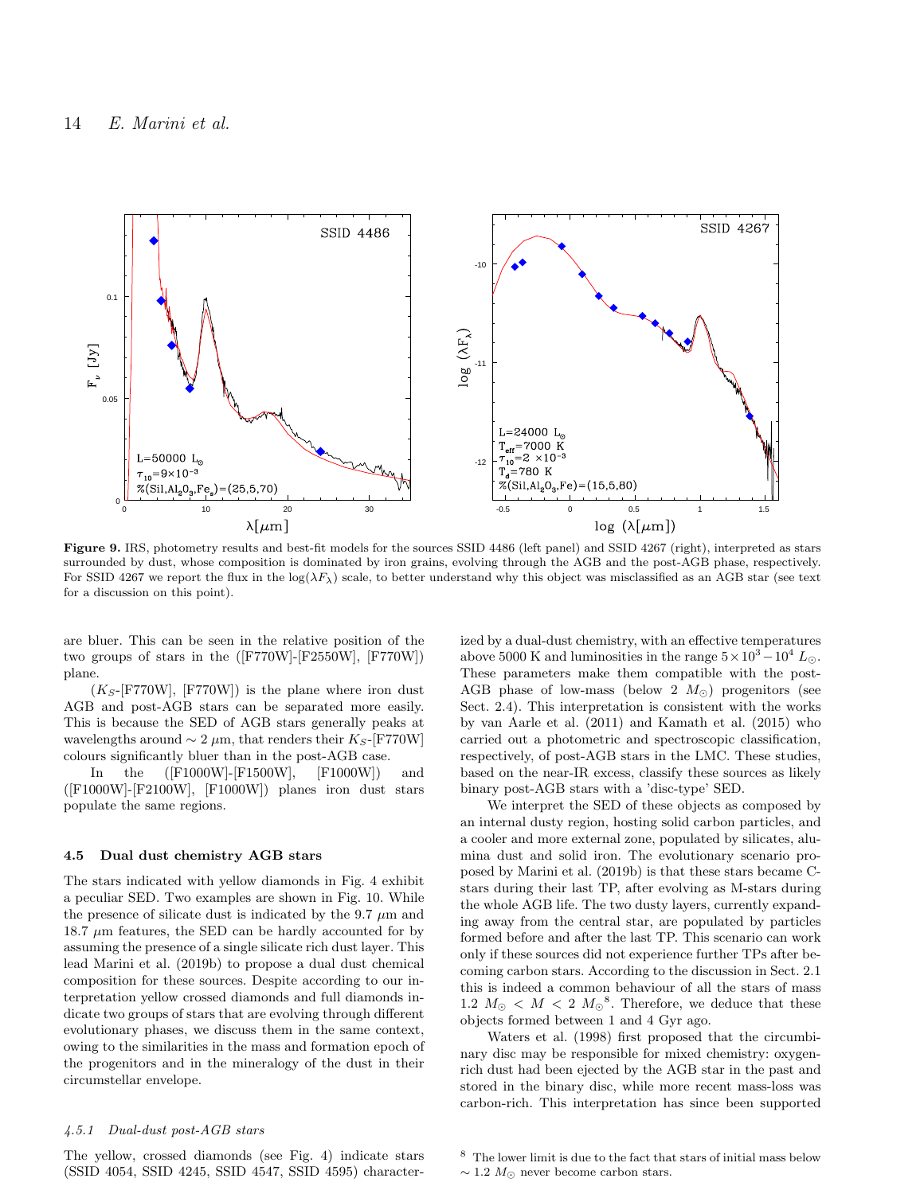**Figure 9.** IRS, photometry results and best-fit models for the sources SSID 4486 (left panel) and SSID 4267 (right), interpreted as stars surrounded by dust, whose composition is dominated by iron grains, evolving through the AGB and the post-AGB phase, respectively. For SSID 4267 we report the flux in the $\log(\lambda F_\lambda)$ scale, to better understand why this object was misclassified as an AGB star (see text for a discussion on this point).

are bluer. This can be seen in the relative position of the two groups of stars in the ([F770W]-[F2550W], [F770W]) plane.

($K_S$-[F770W], [F770W]) is the plane where iron dust AGB and post-AGB stars can be separated more easily. This is because the SED of AGB stars generally peaks at wavelengths around $\sim 2\ \mu$m, that renders their $K_S$-[F770W] colours significantly bluer than in the post-AGB case.

In the ([F1000W]-[F1500W], [F1000W]) and ([F1000W]-[F2100W], [F1000W]) planes iron dust stars populate the same regions.

## 4.5 Dual dust chemistry AGB stars

The stars indicated with yellow diamonds in Fig. 4 exhibit a peculiar SED. Two examples are shown in Fig. 10. While the presence of silicate dust is indicated by the 9.7 $\mu$m and 18.7 $\mu$m features, the SED can be hardly accounted for by assuming the presence of a single silicate rich dust layer. This lead Marini et al. (2019b) to propose a dual dust chemical composition for these sources. Despite according to our interpretation yellow crossed diamonds and full diamonds indicate two groups of stars that are evolving through different evolutionary phases, we discuss them in the same context, owing to the similarities in the mass and formation epoch of the progenitors and in the mineralogy of the dust in their circumstellar envelope.

### *4.5.1 Dual-dust post-AGB stars*

The yellow, crossed diamonds (see Fig. 4) indicate stars (SSID 4054, SSID 4245, SSID 4547, SSID 4595) characterized by a dual-dust chemistry, with an effective temperatures above 5000 K and luminosities in the range $5\times10^3-10^4\ L_\odot$. These parameters make them compatible with the post-AGB phase of low-mass (below 2 $M_\odot$) progenitors (see Sect. 2.4). This interpretation is consistent with the works by van Aarle et al. (2011) and Kamath et al. (2015) who carried out a photometric and spectroscopic classification, respectively, of post-AGB stars in the LMC. These studies, based on the near-IR excess, classify these sources as likely binary post-AGB stars with a 'disc-type' SED.

We interpret the SED of these objects as composed by an internal dusty region, hosting solid carbon particles, and a cooler and more external zone, populated by silicates, alumina dust and solid iron. The evolutionary scenario proposed by Marini et al. (2019b) is that these stars became C-stars during their last TP, after evolving as M-stars during the whole AGB life. The two dusty layers, currently expanding away from the central star, are populated by particles formed before and after the last TP. This scenario can work only if these sources did not experience further TPs after becoming carbon stars. According to the discussion in Sect. 2.1 this is indeed a common behaviour of all the stars of mass $1.2\ M_\odot < M < 2\ M_\odot$[8]. Therefore, we deduce that these objects formed between 1 and 4 Gyr ago.

Waters et al. (1998) first proposed that the circumbinary disc may be responsible for mixed chemistry: oxygen-rich dust had been ejected by the AGB star in the past and stored in the binary disc, while more recent mass-loss was carbon-rich. This interpretation has since been supported

[8] The lower limit is due to the fact that stars of initial mass below $\sim 1.2\ M_\odot$ never become carbon stars.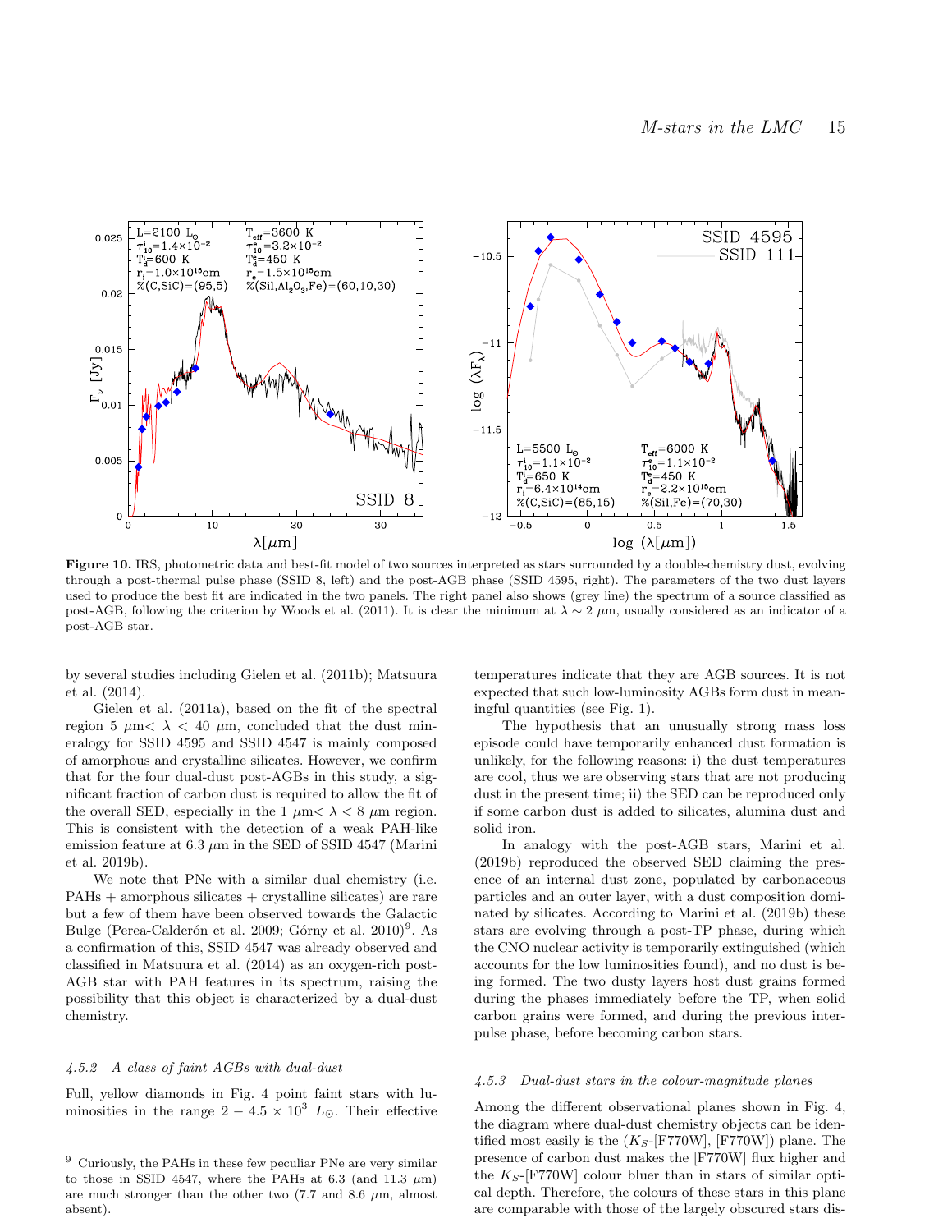**Figure 10.** IRS, photometric data and best-fit model of two sources interpreted as stars surrounded by a double-chemistry dust, evolving through a post-thermal pulse phase (SSID 8, left) and the post-AGB phase (SSID 4595, right). The parameters of the two dust layers used to produce the best fit are indicated in the two panels. The right panel also shows (grey line) the spectrum of a source classified as post-AGB, following the criterion by Woods et al. (2011). It is clear the minimum at $\lambda \sim 2$ $\mu$m, usually considered as an indicator of a post-AGB star.

by several studies including Gielen et al. (2011b); Matsuura et al. (2014).

Gielen et al. (2011a), based on the fit of the spectral region 5 $\mu$m$< \lambda <$ 40 $\mu$m, concluded that the dust mineralogy for SSID 4595 and SSID 4547 is mainly composed of amorphous and crystalline silicates. However, we confirm that for the four dual-dust post-AGBs in this study, a significant fraction of carbon dust is required to allow the fit of the overall SED, especially in the 1 $\mu$m$< \lambda <$ 8 $\mu$m region. This is consistent with the detection of a weak PAH-like emission feature at 6.3 $\mu$m in the SED of SSID 4547 (Marini et al. 2019b).

We note that PNe with a similar dual chemistry (i.e. PAHs + amorphous silicates + crystalline silicates) are rare but a few of them have been observed towards the Galactic Bulge (Perea-Calderón et al. 2009; Górny et al. 2010)[9]. As a confirmation of this, SSID 4547 was already observed and classified in Matsuura et al. (2014) as an oxygen-rich post-AGB star with PAH features in its spectrum, raising the possibility that this object is characterized by a dual-dust chemistry.

### 4.5.2 A class of faint AGBs with dual-dust

Full, yellow diamonds in Fig. 4 point faint stars with luminosities in the range $2 - 4.5 \times 10^3$ $L_\odot$. Their effective temperatures indicate that they are AGB sources. It is not expected that such low-luminosity AGBs form dust in meaningful quantities (see Fig. 1).

The hypothesis that an unusually strong mass loss episode could have temporarily enhanced dust formation is unlikely, for the following reasons: i) the dust temperatures are cool, thus we are observing stars that are not producing dust in the present time; ii) the SED can be reproduced only if some carbon dust is added to silicates, alumina dust and solid iron.

In analogy with the post-AGB stars, Marini et al. (2019b) reproduced the observed SED claiming the presence of an internal dust zone, populated by carbonaceous particles and an outer layer, with a dust composition dominated by silicates. According to Marini et al. (2019b) these stars are evolving through a post-TP phase, during which the CNO nuclear activity is temporarily extinguished (which accounts for the low luminosities found), and no dust is being formed. The two dusty layers host dust grains formed during the phases immediately before the TP, when solid carbon grains were formed, and during the previous interpulse phase, before becoming carbon stars.

### 4.5.3 Dual-dust stars in the colour-magnitude planes

Among the different observational planes shown in Fig. 4, the diagram where dual-dust chemistry objects can be identified most easily is the ($K_S$-[F770W], [F770W]) plane. The presence of carbon dust makes the [F770W] flux higher and the $K_S$-[F770W] colour bluer than in stars of similar optical depth. Therefore, the colours of these stars in this plane are comparable with those of the largely obscured stars dis-

[9] Curiously, the PAHs in these few peculiar PNe are very similar to those in SSID 4547, where the PAHs at 6.3 (and 11.3 $\mu$m) are much stronger than the other two (7.7 and 8.6 $\mu$m, almost absent).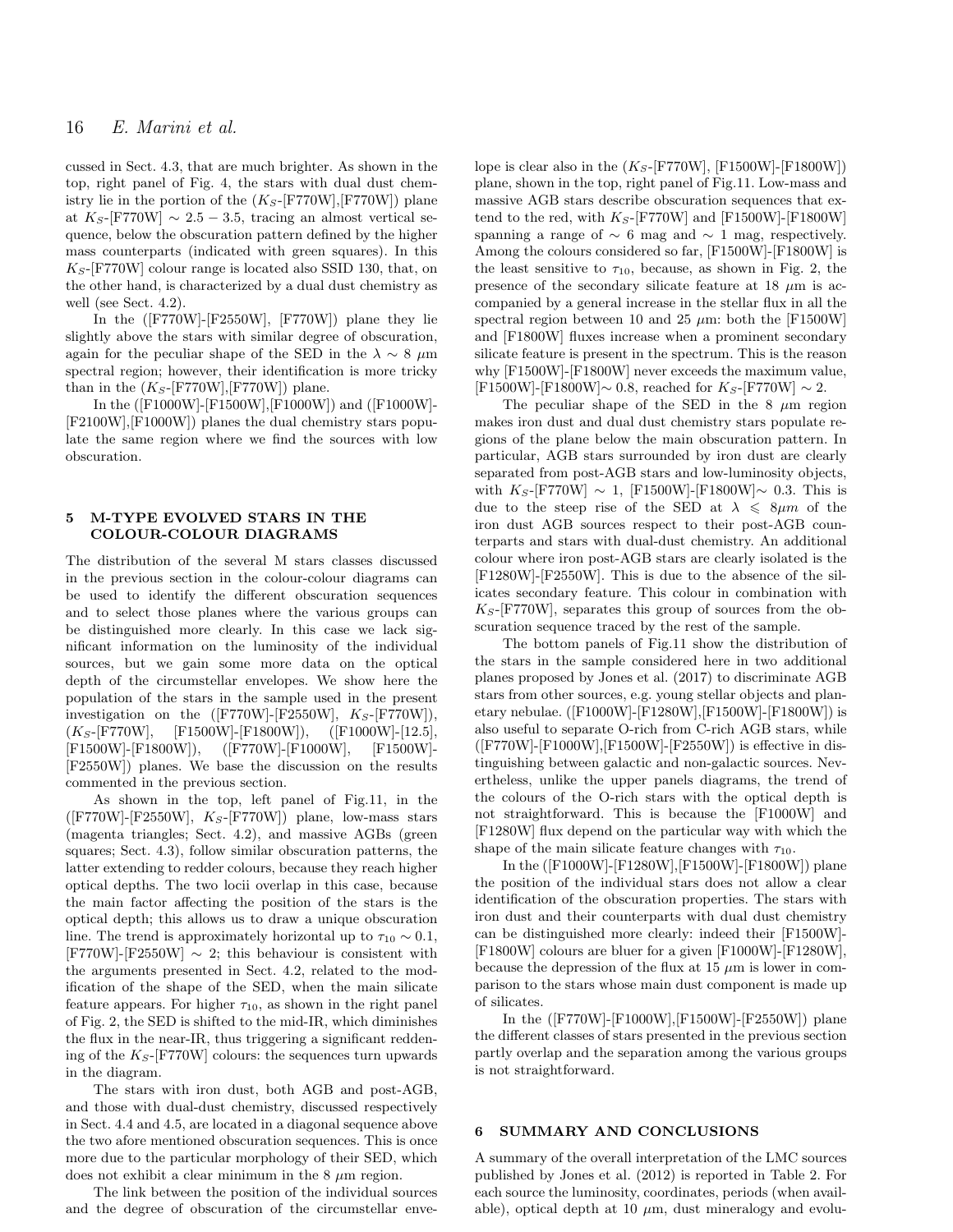cussed in Sect. 4.3, that are much brighter. As shown in the top, right panel of Fig. 4, the stars with dual dust chemistry lie in the portion of the ($K_S$-[F770W],[F770W]) plane at $K_S$-[F770W] $\sim 2.5-3.5$, tracing an almost vertical sequence, below the obscuration pattern defined by the higher mass counterparts (indicated with green squares). In this $K_S$-[F770W] colour range is located also SSID 130, that, on the other hand, is characterized by a dual dust chemistry as well (see Sect. 4.2).

In the ([F770W]-[F2550W], [F770W]) plane they lie slightly above the stars with similar degree of obscuration, again for the peculiar shape of the SED in the $\lambda \sim 8$ $\mu$m spectral region; however, their identification is more tricky than in the ($K_S$-[F770W],[F770W]) plane.

In the ([F1000W]-[F1500W],[F1000W]) and ([F1000W]-[F2100W],[F1000W]) planes the dual chemistry stars populate the same region where we find the sources with low obscuration.

## 5 M-TYPE EVOLVED STARS IN THE COLOUR-COLOUR DIAGRAMS

The distribution of the several M stars classes discussed in the previous section in the colour-colour diagrams can be used to identify the different obscuration sequences and to select those planes where the various groups can be distinguished more clearly. In this case we lack significant information on the luminosity of the individual sources, but we gain some more data on the optical depth of the circumstellar envelopes. We show here the population of the stars in the sample used in the present investigation on the ([F770W]-[F2550W], $K_S$-[F770W]), ($K_S$-[F770W], [F1500W]-[F1800W]), ([F1000W]-[12.5], [F1500W]-[F1800W]), ([F770W]-[F1000W], [F1500W]-[F2550W]) planes. We base the discussion on the results commented in the previous section.

As shown in the top, left panel of Fig.11, in the ([F770W]-[F2550W], $K_S$-[F770W]) plane, low-mass stars (magenta triangles; Sect. 4.2), and massive AGBs (green squares; Sect. 4.3), follow similar obscuration patterns, the latter extending to redder colours, because they reach higher optical depths. The two locii overlap in this case, because the main factor affecting the position of the stars is the optical depth; this allows us to draw a unique obscuration line. The trend is approximately horizontal up to $\tau_{10} \sim 0.1$, [F770W]-[F2550W] $\sim 2$; this behaviour is consistent with the arguments presented in Sect. 4.2, related to the modification of the shape of the SED, when the main silicate feature appears. For higher $\tau_{10}$, as shown in the right panel of Fig. 2, the SED is shifted to the mid-IR, which diminishes the flux in the near-IR, thus triggering a significant reddening of the $K_S$-[F770W] colours: the sequences turn upwards in the diagram.

The stars with iron dust, both AGB and post-AGB, and those with dual-dust chemistry, discussed respectively in Sect. 4.4 and 4.5, are located in a diagonal sequence above the two afore mentioned obscuration sequences. This is once more due to the particular morphology of their SED, which does not exhibit a clear minimum in the 8 $\mu$m region.

The link between the position of the individual sources and the degree of obscuration of the circumstellar envelope is clear also in the ($K_S$-[F770W], [F1500W]-[F1800W]) plane, shown in the top, right panel of Fig.11. Low-mass and massive AGB stars describe obscuration sequences that extend to the red, with $K_S$-[F770W] and [F1500W]-[F1800W] spanning a range of $\sim 6$ mag and $\sim 1$ mag, respectively. Among the colours considered so far, [F1500W]-[F1800W] is the least sensitive to $\tau_{10}$, because, as shown in Fig. 2, the presence of the secondary silicate feature at 18 $\mu$m is accompanied by a general increase in the stellar flux in all the spectral region between 10 and 25 $\mu$m: both the [F1500W] and [F1800W] fluxes increase when a prominent secondary silicate feature is present in the spectrum. This is the reason why [F1500W]-[F1800W] never exceeds the maximum value, [F1500W]-[F1800W]$\sim 0.8$, reached for $K_S$-[F770W] $\sim 2$.

The peculiar shape of the SED in the 8 $\mu$m region makes iron dust and dual dust chemistry stars populate regions of the plane below the main obscuration pattern. In particular, AGB stars surrounded by iron dust are clearly separated from post-AGB stars and low-luminosity objects, with $K_S$-[F770W] $\sim 1$, [F1500W]-[F1800W]$\sim 0.3$. This is due to the steep rise of the SED at $\lambda \leqslant 8\mu m$ of the iron dust AGB sources respect to their post-AGB counterparts and stars with dual-dust chemistry. An additional colour where iron post-AGB stars are clearly isolated is the [F1280W]-[F2550W]. This is due to the absence of the silicates secondary feature. This colour in combination with $K_S$-[F770W], separates this group of sources from the obscuration sequence traced by the rest of the sample.

The bottom panels of Fig.11 show the distribution of the stars in the sample considered here in two additional planes proposed by Jones et al. (2017) to discriminate AGB stars from other sources, e.g. young stellar objects and planetary nebulae. ([F1000W]-[F1280W],[F1500W]-[F1800W]) is also useful to separate O-rich from C-rich AGB stars, while ([F770W]-[F1000W],[F1500W]-[F2550W]) is effective in distinguishing between galactic and non-galactic sources. Nevertheless, unlike the upper panels diagrams, the trend of the colours of the O-rich stars with the optical depth is not straightforward. This is because the [F1000W] and [F1280W] flux depend on the particular way with which the shape of the main silicate feature changes with $\tau_{10}$.

In the ([F1000W]-[F1280W],[F1500W]-[F1800W]) plane the position of the individual stars does not allow a clear identification of the obscuration properties. The stars with iron dust and their counterparts with dual dust chemistry can be distinguished more clearly: indeed their [F1500W]-[F1800W] colours are bluer for a given [F1000W]-[F1280W], because the depression of the flux at 15 $\mu$m is lower in comparison to the stars whose main dust component is made up of silicates.

In the ([F770W]-[F1000W],[F1500W]-[F2550W]) plane the different classes of stars presented in the previous section partly overlap and the separation among the various groups is not straightforward.

## 6 SUMMARY AND CONCLUSIONS

A summary of the overall interpretation of the LMC sources published by Jones et al. (2012) is reported in Table 2. For each source the luminosity, coordinates, periods (when available), optical depth at 10 $\mu$m, dust mineralogy and evolu-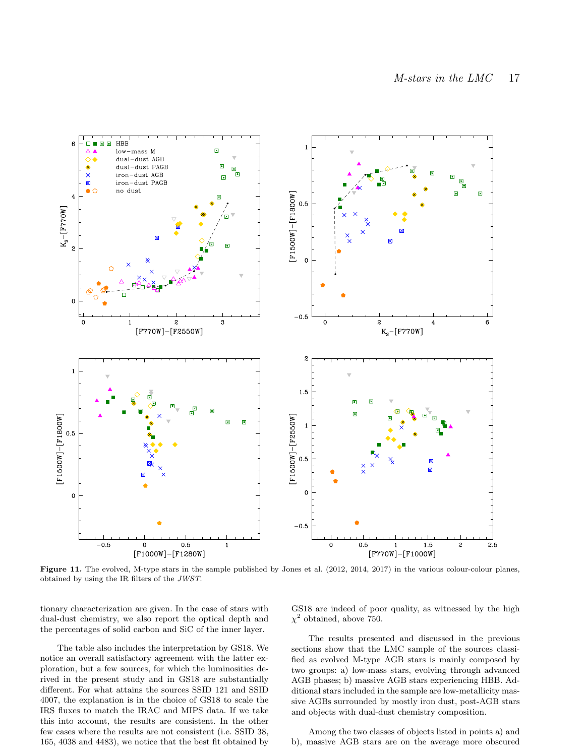**Figure 11.** The evolved, M-type stars in the sample published by Jones et al. (2012, 2014, 2017) in the various colour-colour planes, obtained by using the IR filters of the *JWST*.

tionary characterization are given. In the case of stars with dual-dust chemistry, we also report the optical depth and the percentages of solid carbon and SiC of the inner layer.

The table also includes the interpretation by GS18. We notice an overall satisfactory agreement with the latter exploration, but a few sources, for which the luminosities derived in the present study and in GS18 are substantially different. For what attains the sources SSID 121 and SSID 4007, the explanation is in the choice of GS18 to scale the IRS fluxes to match the IRAC and MIPS data. If we take this into account, the results are consistent. In the other few cases where the results are not consistent (i.e. SSID 38, 165, 4038 and 4483), we notice that the best fit obtained by GS18 are indeed of poor quality, as witnessed by the high $\chi^2$ obtained, above 750.

The results presented and discussed in the previous sections show that the LMC sample of the sources classified as evolved M-type AGB stars is mainly composed by two groups: a) low-mass stars, evolving through advanced AGB phases; b) massive AGB stars experiencing HBB. Additional stars included in the sample are low-metallicity massive AGBs surrounded by mostly iron dust, post-AGB stars and objects with dual-dust chemistry composition.

Among the two classes of objects listed in points a) and b), massive AGB stars are on the average more obscured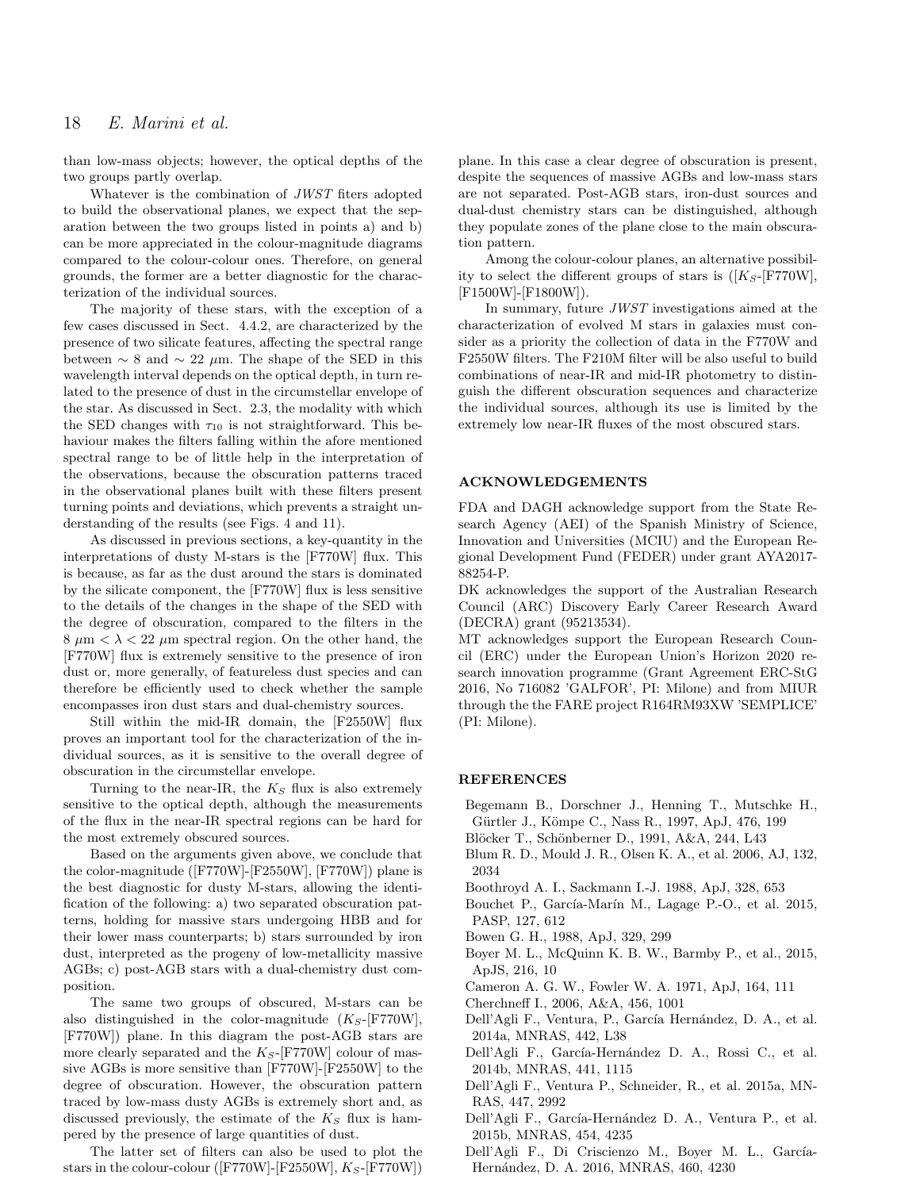than low-mass objects; however, the optical depths of the two groups partly overlap.

Whatever is the combination of *JWST* fiters adopted to build the observational planes, we expect that the separation between the two groups listed in points a) and b) can be more appreciated in the colour-magnitude diagrams compared to the colour-colour ones. Therefore, on general grounds, the former are a better diagnostic for the characterization of the individual sources.

The majority of these stars, with the exception of a few cases discussed in Sect. 4.4.2, are characterized by the presence of two silicate features, affecting the spectral range between $\sim 8$ and $\sim 22$ $\mu$m. The shape of the SED in this wavelength interval depends on the optical depth, in turn related to the presence of dust in the circumstellar envelope of the star. As discussed in Sect. 2.3, the modality with which the SED changes with $\tau_{10}$ is not straightforward. This behaviour makes the filters falling within the afore mentioned spectral range to be of little help in the interpretation of the observations, because the obscuration patterns traced in the observational planes built with these filters present turning points and deviations, which prevents a straight understanding of the results (see Figs. 4 and 11).

As discussed in previous sections, a key-quantity in the interpretations of dusty M-stars is the [F770W] flux. This is because, as far as the dust around the stars is dominated by the silicate component, the [F770W] flux is less sensitive to the details of the changes in the shape of the SED with the degree of obscuration, compared to the filters in the 8 $\mu$m $< \lambda <$ 22 $\mu$m spectral region. On the other hand, the [F770W] flux is extremely sensitive to the presence of iron dust or, more generally, of featureless dust species and can therefore be efficiently used to check whether the sample encompasses iron dust stars and dual-chemistry sources.

Still within the mid-IR domain, the [F2550W] flux proves an important tool for the characterization of the individual sources, as it is sensitive to the overall degree of obscuration in the circumstellar envelope.

Turning to the near-IR, the $K_S$ flux is also extremely sensitive to the optical depth, although the measurements of the flux in the near-IR spectral regions can be hard for the most extremely obscured sources.

Based on the arguments given above, we conclude that the color-magnitude ([F770W]-[F2550W], [F770W]) plane is the best diagnostic for dusty M-stars, allowing the identification of the following: a) two separated obscuration patterns, holding for massive stars undergoing HBB and for their lower mass counterparts; b) stars surrounded by iron dust, interpreted as the progeny of low-metallicity massive AGBs; c) post-AGB stars with a dual-chemistry dust composition.

The same two groups of obscured, M-stars can be also distinguished in the color-magnitude ($K_S$-[F770W], [F770W]) plane. In this diagram the post-AGB stars are more clearly separated and the $K_S$-[F770W] colour of massive AGBs is more sensitive than [F770W]-[F2550W] to the degree of obscuration. However, the obscuration pattern traced by low-mass dusty AGBs is extremely short and, as discussed previously, the estimate of the $K_S$ flux is hampered by the presence of large quantities of dust.

The latter set of filters can also be used to plot the stars in the colour-colour ([F770W]-[F2550W], $K_S$-[F770W]) plane. In this case a clear degree of obscuration is present, despite the sequences of massive AGBs and low-mass stars are not separated. Post-AGB stars, iron-dust sources and dual-dust chemistry stars can be distinguished, although they populate zones of the plane close to the main obscuration pattern.

Among the colour-colour planes, an alternative possibility to select the different groups of stars is ([$K_S$-[F770W], [F1500W]-[F1800W]).

In summary, future *JWST* investigations aimed at the characterization of evolved M stars in galaxies must consider as a priority the collection of data in the F770W and F2550W filters. The F210M filter will be also useful to build combinations of near-IR and mid-IR photometry to distinguish the different obscuration sequences and characterize the individual sources, although its use is limited by the extremely low near-IR fluxes of the most obscured stars.

## ACKNOWLEDGEMENTS

FDA and DAGH acknowledge support from the State Research Agency (AEI) of the Spanish Ministry of Science, Innovation and Universities (MCIU) and the European Regional Development Fund (FEDER) under grant AYA2017-88254-P.
DK acknowledges the support of the Australian Research Council (ARC) Discovery Early Career Research Award (DECRA) grant (95213534).
MT acknowledges support the European Research Council (ERC) under the European Union's Horizon 2020 research innovation programme (Grant Agreement ERC-StG 2016, No 716082 'GALFOR', PI: Milone) and from MIUR through the the FARE project R164RM93XW 'SEMPLICE' (PI: Milone).

## REFERENCES

Begemann B., Dorschner J., Henning T., Mutschke H., Gürtler J., Kömpe C., Nass R., 1997, ApJ, 476, 199
Blöcker T., Schönberner D., 1991, A&A, 244, L43
Blum R. D., Mould J. R., Olsen K. A., et al. 2006, AJ, 132, 2034
Boothroyd A. I., Sackmann I.-J. 1988, ApJ, 328, 653
Bouchet P., García-Marín M., Lagage P.-O., et al. 2015, PASP, 127, 612
Bowen G. H., 1988, ApJ, 329, 299
Boyer M. L., McQuinn K. B. W., Barmby P., et al., 2015, ApJS, 216, 10
Cameron A. G. W., Fowler W. A. 1971, ApJ, 164, 111
Cherchneff I., 2006, A&A, 456, 1001
Dell'Agli F., Ventura, P., García Hernández, D. A., et al. 2014a, MNRAS, 442, L38
Dell'Agli F., García-Hernández D. A., Rossi C., et al. 2014b, MNRAS, 441, 1115
Dell'Agli F., Ventura P., Schneider, R., et al. 2015a, MNRAS, 447, 2992
Dell'Agli F., García-Hernández D. A., Ventura P., et al. 2015b, MNRAS, 454, 4235
Dell'Agli F., Di Criscienzo M., Boyer M. L., García-Hernández, D. A. 2016, MNRAS, 460, 4230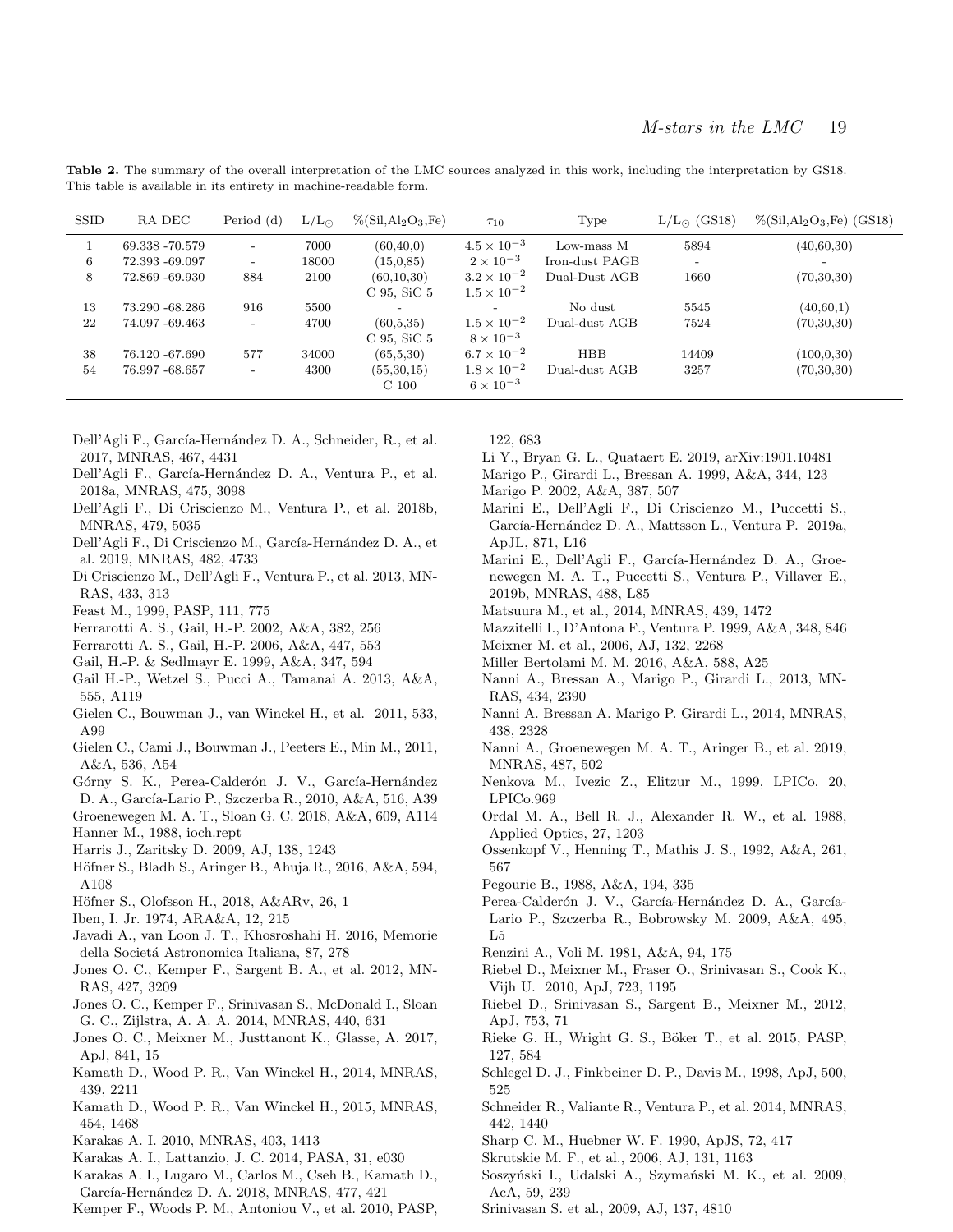**Table 2.** The summary of the overall interpretation of the LMC sources analyzed in this work, including the interpretation by GS18. This table is available in its entirety in machine-readable form.

| SSID | RA DEC | Period (d) | $L/L_\odot$ | %(Sil,$Al_2O_3$,Fe) | $\tau_{10}$ | Type | $L/L_\odot$ (GS18) | %(Sil,$Al_2O_3$,Fe) (GS18) |
|---|---|---|---|---|---|---|---|---|
| 1 | 69.338 -70.579 | - | 7000 | (60,40,0) | $4.5\times10^{-3}$ | Low-mass M | 5894 | (40,60,30) |
| 6 | 72.393 -69.097 | - | 18000 | (15,0,85) | $2\times10^{-3}$ | Iron-dust PAGB | - | - |
| 8 | 72.869 -69.930 | 884 | 2100 | (60,10,30) | $3.2\times10^{-2}$ | Dual-Dust AGB | 1660 | (70,30,30) |
| | | | | C 95, SiC 5 | $1.5\times10^{-2}$ | | | |
| 13 | 73.290 -68.286 | 916 | 5500 | - | - | No dust | 5545 | (40,60,1) |
| 22 | 74.097 -69.463 | - | 4700 | (60,5,35) | $1.5\times10^{-2}$ | Dual-dust AGB | 7524 | (70,30,30) |
| | | | | C 95, SiC 5 | $8\times10^{-3}$ | | | |
| 38 | 76.120 -67.690 | 577 | 34000 | (65,5,30) | $6.7\times10^{-2}$ | HBB | 14409 | (100,0,30) |
| 54 | 76.997 -68.657 | - | 4300 | (55,30,15) | $1.8\times10^{-2}$ | Dual-dust AGB | 3257 | (70,30,30) |
| | | | | C 100 | $6\times10^{-3}$ | | | |

Dell'Agli F., García-Hernández D. A., Schneider, R., et al. 2017, MNRAS, 467, 4431
Dell'Agli F., García-Hernández D. A., Ventura P., et al. 2018a, MNRAS, 475, 3098
Dell'Agli F., Di Criscienzo M., Ventura P., et al. 2018b, MNRAS, 479, 5035
Dell'Agli F., Di Criscienzo M., García-Hernández D. A., et al. 2019, MNRAS, 482, 4733
Di Criscienzo M., Dell'Agli F., Ventura P., et al. 2013, MNRAS, 433, 313
Feast M., 1999, PASP, 111, 775
Ferrarotti A. S., Gail, H.-P. 2002, A&A, 382, 256
Ferrarotti A. S., Gail, H.-P. 2006, A&A, 447, 553
Gail, H.-P. & Sedlmayr E. 1999, A&A, 347, 594
Gail H.-P., Wetzel S., Pucci A., Tamanai A. 2013, A&A, 555, A119
Gielen C., Bouwman J., van Winckel H., et al. 2011, 533, A99
Gielen C., Cami J., Bouwman J., Peeters E., Min M., 2011, A&A, 536, A54
Górny S. K., Perea-Calderón J. V., García-Hernández D. A., García-Lario P., Szczerba R., 2010, A&A, 516, A39
Groenewegen M. A. T., Sloan G. C. 2018, A&A, 609, A114
Hanner M., 1988, ioch.rept
Harris J., Zaritsky D. 2009, AJ, 138, 1243
Höfner S., Bladh S., Aringer B., Ahuja R., 2016, A&A, 594, A108
Höfner S., Olofsson H., 2018, A&ARv, 26, 1
Iben, I. Jr. 1974, ARA&A, 12, 215
Javadi A., van Loon J. T., Khosroshahi H. 2016, Memorie della Societá Astronomica Italiana, 87, 278
Jones O. C., Kemper F., Sargent B. A., et al. 2012, MNRAS, 427, 3209
Jones O. C., Kemper F., Srinivasan S., McDonald I., Sloan G. C., Zijlstra, A. A. A. 2014, MNRAS, 440, 631
Jones O. C., Meixner M., Justtanont K., Glasse, A. 2017, ApJ, 841, 15
Kamath D., Wood P. R., Van Winckel H., 2014, MNRAS, 439, 2211
Kamath D., Wood P. R., Van Winckel H., 2015, MNRAS, 454, 1468
Karakas A. I. 2010, MNRAS, 403, 1413
Karakas A. I., Lattanzio, J. C. 2014, PASA, 31, e030
Karakas A. I., Lugaro M., Carlos M., Cseh B., Kamath D., García-Hernández D. A. 2018, MNRAS, 477, 421
Kemper F., Woods P. M., Antoniou V., et al. 2010, PASP, 122, 683
Li Y., Bryan G. L., Quataert E. 2019, arXiv:1901.10481
Marigo P., Girardi L., Bressan A. 1999, A&A, 344, 123
Marigo P. 2002, A&A, 387, 507
Marini E., Dell'Agli F., Di Criscienzo M., Puccetti S., García-Hernández D. A., Mattsson L., Ventura P. 2019a, ApJL, 871, L16
Marini E., Dell'Agli F., García-Hernández D. A., Groenewegen M. A. T., Puccetti S., Ventura P., Villaver E., 2019b, MNRAS, 488, L85
Matsuura M., et al., 2014, MNRAS, 439, 1472
Mazzitelli I., D'Antona F., Ventura P. 1999, A&A, 348, 846
Meixner M. et al., 2006, AJ, 132, 2268
Miller Bertolami M. M. 2016, A&A, 588, A25
Nanni A., Bressan A., Marigo P., Girardi L., 2013, MNRAS, 434, 2390
Nanni A. Bressan A. Marigo P. Girardi L., 2014, MNRAS, 438, 2328
Nanni A., Groenewegen M. A. T., Aringer B., et al. 2019, MNRAS, 487, 502
Nenkova M., Ivezic Z., Elitzur M., 1999, LPICo, 20, LPICo.969
Ordal M. A., Bell R. J., Alexander R. W., et al. 1988, Applied Optics, 27, 1203
Ossenkopf V., Henning T., Mathis J. S., 1992, A&A, 261, 567
Pegourie B., 1988, A&A, 194, 335
Perea-Calderón J. V., García-Hernández D. A., García-Lario P., Szczerba R., Bobrowsky M. 2009, A&A, 495, L5
Renzini A., Voli M. 1981, A&A, 94, 175
Riebel D., Meixner M., Fraser O., Srinivasan S., Cook K., Vijh U. 2010, ApJ, 723, 1195
Riebel D., Srinivasan S., Sargent B., Meixner M., 2012, ApJ, 753, 71
Rieke G. H., Wright G. S., Böker T., et al. 2015, PASP, 127, 584
Schlegel D. J., Finkbeiner D. P., Davis M., 1998, ApJ, 500, 525
Schneider R., Valiante R., Ventura P., et al. 2014, MNRAS, 442, 1440
Sharp C. M., Huebner W. F. 1990, ApJS, 72, 417
Skrutskie M. F., et al., 2006, AJ, 131, 1163
Soszyński I., Udalski A., Szymański M. K., et al. 2009, AcA, 59, 239
Srinivasan S. et al., 2009, AJ, 137, 4810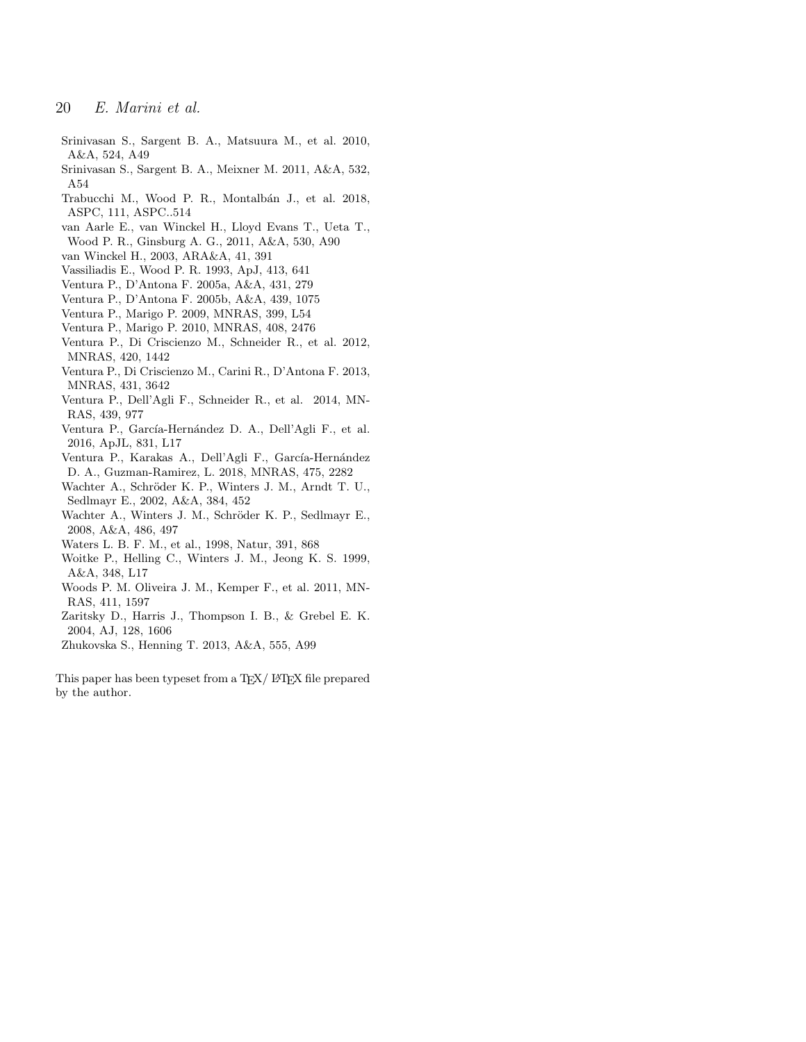Srinivasan S., Sargent B. A., Matsuura M., et al. 2010, A&A, 524, A49

Srinivasan S., Sargent B. A., Meixner M. 2011, A&A, 532, A54

Trabucchi M., Wood P. R., Montalbán J., et al. 2018, ASPC, 111, ASPC..514

van Aarle E., van Winckel H., Lloyd Evans T., Ueta T., Wood P. R., Ginsburg A. G., 2011, A&A, 530, A90

van Winckel H., 2003, ARA&A, 41, 391

Vassiliadis E., Wood P. R. 1993, ApJ, 413, 641

Ventura P., D'Antona F. 2005a, A&A, 431, 279

Ventura P., D'Antona F. 2005b, A&A, 439, 1075

Ventura P., Marigo P. 2009, MNRAS, 399, L54

Ventura P., Marigo P. 2010, MNRAS, 408, 2476

Ventura P., Di Criscienzo M., Schneider R., et al. 2012, MNRAS, 420, 1442

Ventura P., Di Criscienzo M., Carini R., D'Antona F. 2013, MNRAS, 431, 3642

Ventura P., Dell'Agli F., Schneider R., et al. 2014, MNRAS, 439, 977

Ventura P., García-Hernández D. A., Dell'Agli F., et al. 2016, ApJL, 831, L17

Ventura P., Karakas A., Dell'Agli F., García-Hernández D. A., Guzman-Ramirez, L. 2018, MNRAS, 475, 2282

Wachter A., Schröder K. P., Winters J. M., Arndt T. U., Sedlmayr E., 2002, A&A, 384, 452

Wachter A., Winters J. M., Schröder K. P., Sedlmayr E., 2008, A&A, 486, 497

Waters L. B. F. M., et al., 1998, Natur, 391, 868

Woitke P., Helling C., Winters J. M., Jeong K. S. 1999, A&A, 348, L17

Woods P. M. Oliveira J. M., Kemper F., et al. 2011, MNRAS, 411, 1597

Zaritsky D., Harris J., Thompson I. B., & Grebel E. K. 2004, AJ, 128, 1606

Zhukovska S., Henning T. 2013, A&A, 555, A99

This paper has been typeset from a TEX/ LATEX file prepared by the author.